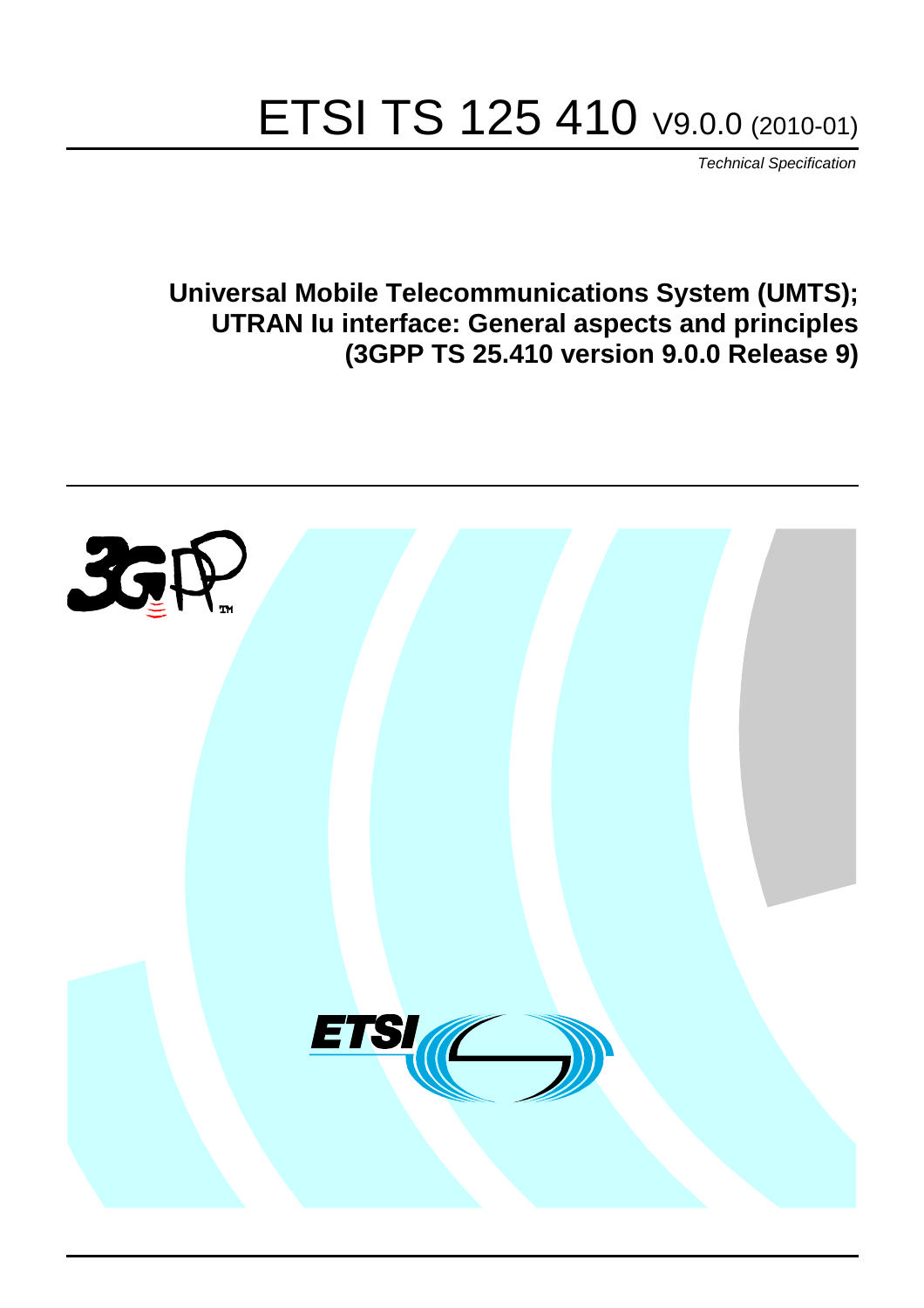# ETSI TS 125 410 V9.0.0 (2010-01)

*Technical Specification*

**Universal Mobile Telecommunications System (UMTS); UTRAN Iu interface: General aspects and principles (3GPP TS 25.410 version 9.0.0 Release 9)**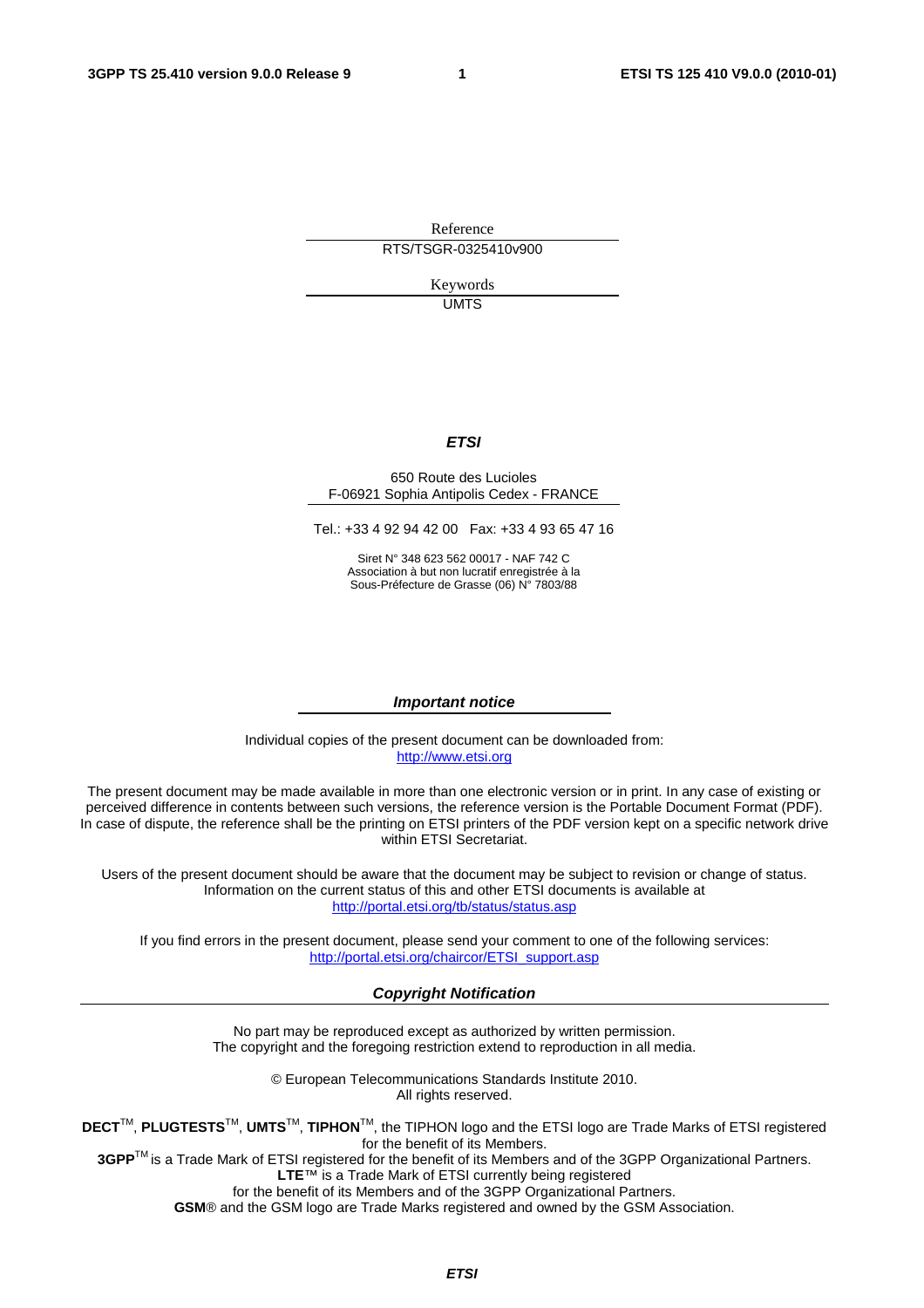Reference

RTS/TSGR-0325410v900

Keywords

UMTS

***ETSI***

650 Route des Lucioles
F-06921 Sophia Antipolis Cedex - FRANCE

Tel.: +33 4 92 94 42 00 Fax: +33 4 93 65 47 16

Siret N° 348 623 562 00017 - NAF 742 C
Association à but non lucratif enregistrée à la
Sous-Préfecture de Grasse (06) N° 7803/88

***Important notice***

Individual copies of the present document can be downloaded from:
http://www.etsi.org

The present document may be made available in more than one electronic version or in print. In any case of existing or perceived difference in contents between such versions, the reference version is the Portable Document Format (PDF). In case of dispute, the reference shall be the printing on ETSI printers of the PDF version kept on a specific network drive within ETSI Secretariat.

Users of the present document should be aware that the document may be subject to revision or change of status. Information on the current status of this and other ETSI documents is available at
http://portal.etsi.org/tb/status/status.asp

If you find errors in the present document, please send your comment to one of the following services:
http://portal.etsi.org/chaircor/ETSI_support.asp

***Copyright Notification***

No part may be reproduced except as authorized by written permission.
The copyright and the foregoing restriction extend to reproduction in all media.

© European Telecommunications Standards Institute 2010.
All rights reserved.

**DECT**™, **PLUGTESTS**™, **UMTS**™, **TIPHON**™, the TIPHON logo and the ETSI logo are Trade Marks of ETSI registered for the benefit of its Members.
**3GPP**™ is a Trade Mark of ETSI registered for the benefit of its Members and of the 3GPP Organizational Partners.
**LTE**™ is a Trade Mark of ETSI currently being registered
for the benefit of its Members and of the 3GPP Organizational Partners.
**GSM**® and the GSM logo are Trade Marks registered and owned by the GSM Association.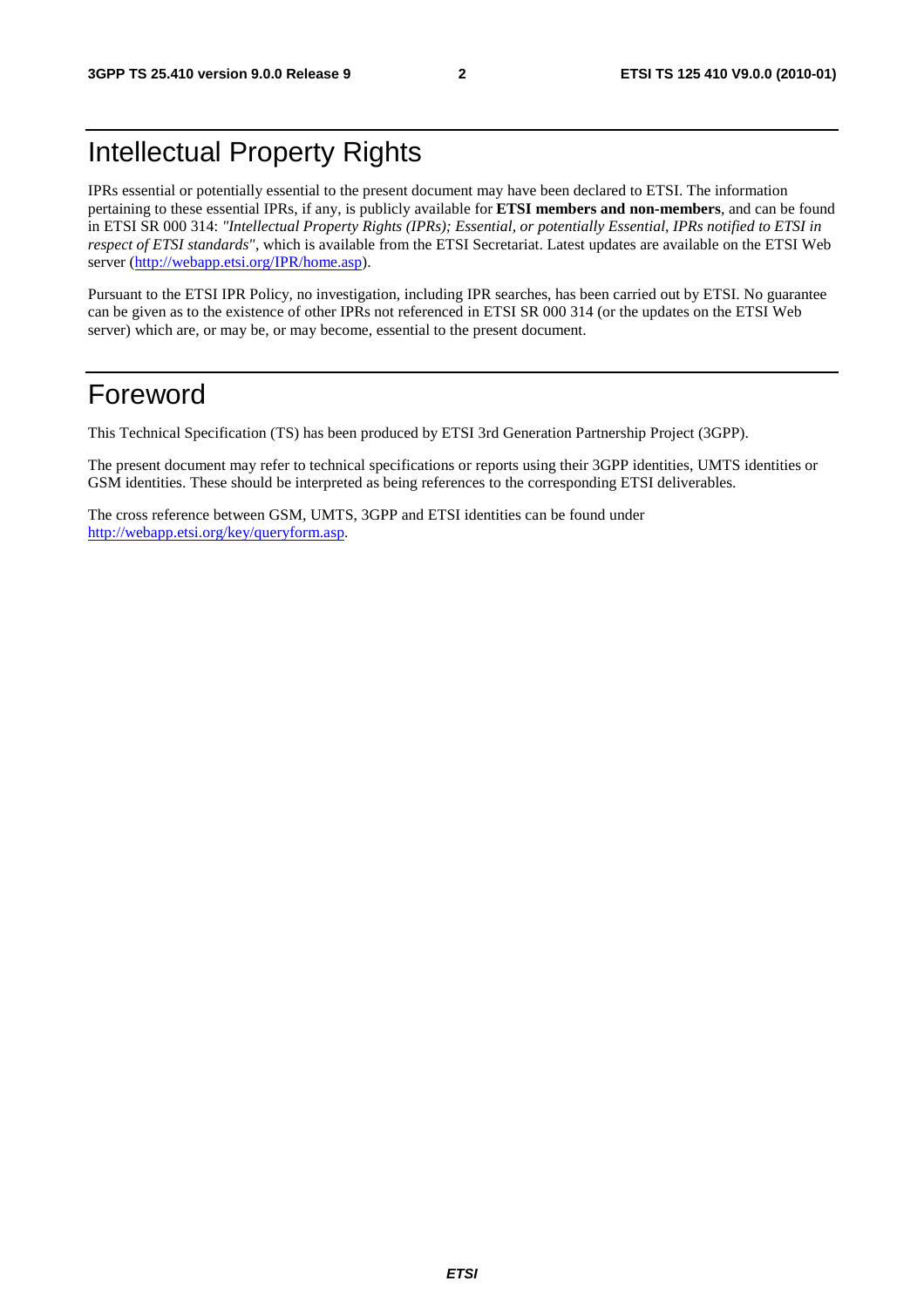# Intellectual Property Rights

IPRs essential or potentially essential to the present document may have been declared to ETSI. The information pertaining to these essential IPRs, if any, is publicly available for **ETSI members and non-members**, and can be found in ETSI SR 000 314: *"Intellectual Property Rights (IPRs); Essential, or potentially Essential, IPRs notified to ETSI in respect of ETSI standards"*, which is available from the ETSI Secretariat. Latest updates are available on the ETSI Web server (http://webapp.etsi.org/IPR/home.asp).

Pursuant to the ETSI IPR Policy, no investigation, including IPR searches, has been carried out by ETSI. No guarantee can be given as to the existence of other IPRs not referenced in ETSI SR 000 314 (or the updates on the ETSI Web server) which are, or may be, or may become, essential to the present document.

# Foreword

This Technical Specification (TS) has been produced by ETSI 3rd Generation Partnership Project (3GPP).

The present document may refer to technical specifications or reports using their 3GPP identities, UMTS identities or GSM identities. These should be interpreted as being references to the corresponding ETSI deliverables.

The cross reference between GSM, UMTS, 3GPP and ETSI identities can be found under http://webapp.etsi.org/key/queryform.asp.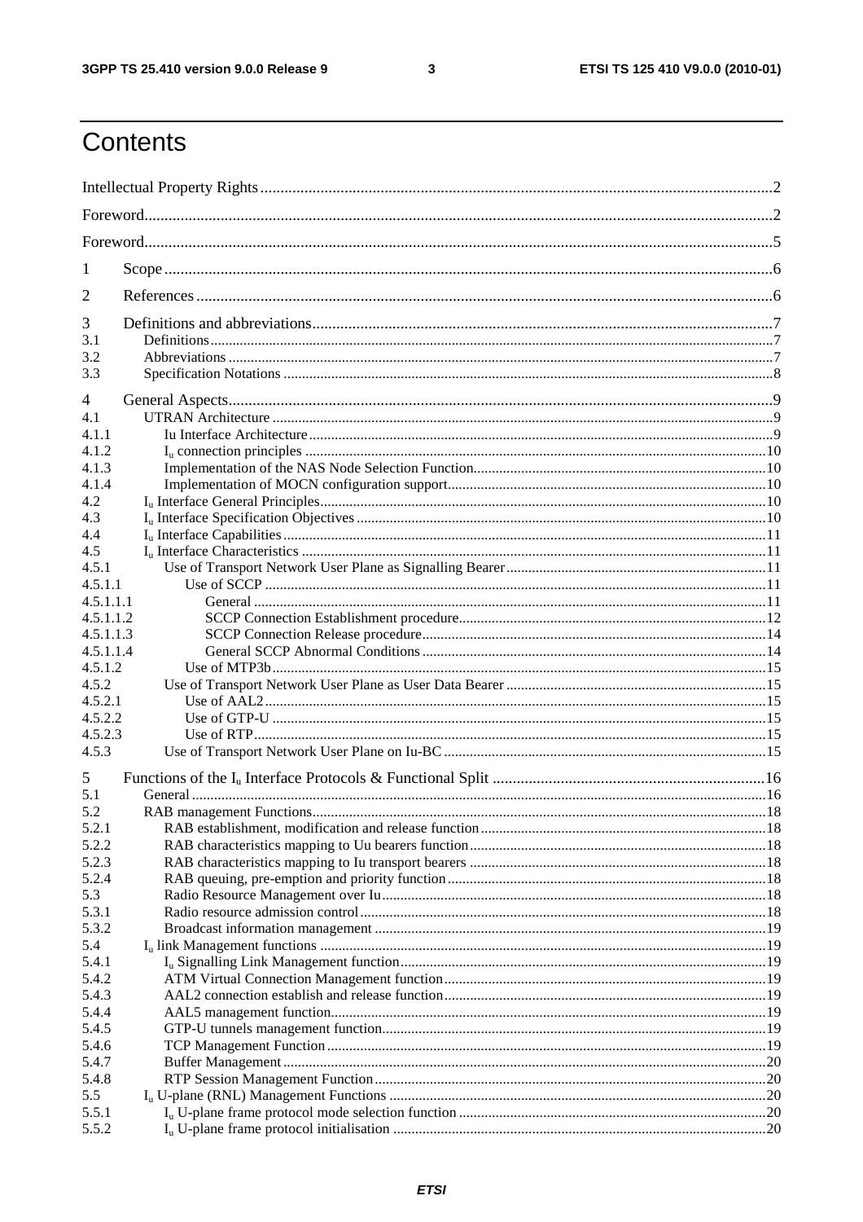# Contents

Intellectual Property Rights ..........2
Foreword ..........2
Foreword ..........5
1 Scope ..........6
2 References ..........6
3 Definitions and abbreviations ..........7
3.1 Definitions ..........7
3.2 Abbreviations ..........7
3.3 Specification Notations ..........8
4 General Aspects ..........9
4.1 UTRAN Architecture ..........9
4.1.1 Iu Interface Architecture ..........9
4.1.2 $I_u$ connection principles ..........10
4.1.3 Implementation of the NAS Node Selection Function ..........10
4.1.4 Implementation of MOCN configuration support ..........10
4.2 $I_u$ Interface General Principles ..........10
4.3 $I_u$ Interface Specification Objectives ..........10
4.4 $I_u$ Interface Capabilities ..........11
4.5 $I_u$ Interface Characteristics ..........11
4.5.1 Use of Transport Network User Plane as Signalling Bearer ..........11
4.5.1.1 Use of SCCP ..........11
4.5.1.1.1 General ..........11
4.5.1.1.2 SCCP Connection Establishment procedure ..........12
4.5.1.1.3 SCCP Connection Release procedure ..........14
4.5.1.1.4 General SCCP Abnormal Conditions ..........14
4.5.1.2 Use of MTP3b ..........15
4.5.2 Use of Transport Network User Plane as User Data Bearer ..........15
4.5.2.1 Use of AAL2 ..........15
4.5.2.2 Use of GTP-U ..........15
4.5.2.3 Use of RTP ..........15
4.5.3 Use of Transport Network User Plane on Iu-BC ..........15
5 Functions of the $I_u$ Interface Protocols & Functional Split ..........16
5.1 General ..........16
5.2 RAB management Functions ..........18
5.2.1 RAB establishment, modification and release function ..........18
5.2.2 RAB characteristics mapping to Uu bearers function ..........18
5.2.3 RAB characteristics mapping to Iu transport bearers ..........18
5.2.4 RAB queuing, pre-emption and priority function ..........18
5.3 Radio Resource Management over Iu ..........18
5.3.1 Radio resource admission control ..........18
5.3.2 Broadcast information management ..........19
5.4 $I_u$ link Management functions ..........19
5.4.1 $I_u$ Signalling Link Management function ..........19
5.4.2 ATM Virtual Connection Management function ..........19
5.4.3 AAL2 connection establish and release function ..........19
5.4.4 AAL5 management function ..........19
5.4.5 GTP-U tunnels management function ..........19
5.4.6 TCP Management Function ..........19
5.4.7 Buffer Management ..........20
5.4.8 RTP Session Management Function ..........20
5.5 $I_u$ U-plane (RNL) Management Functions ..........20
5.5.1 $I_u$ U-plane frame protocol mode selection function ..........20
5.5.2 $I_u$ U-plane frame protocol initialisation ..........20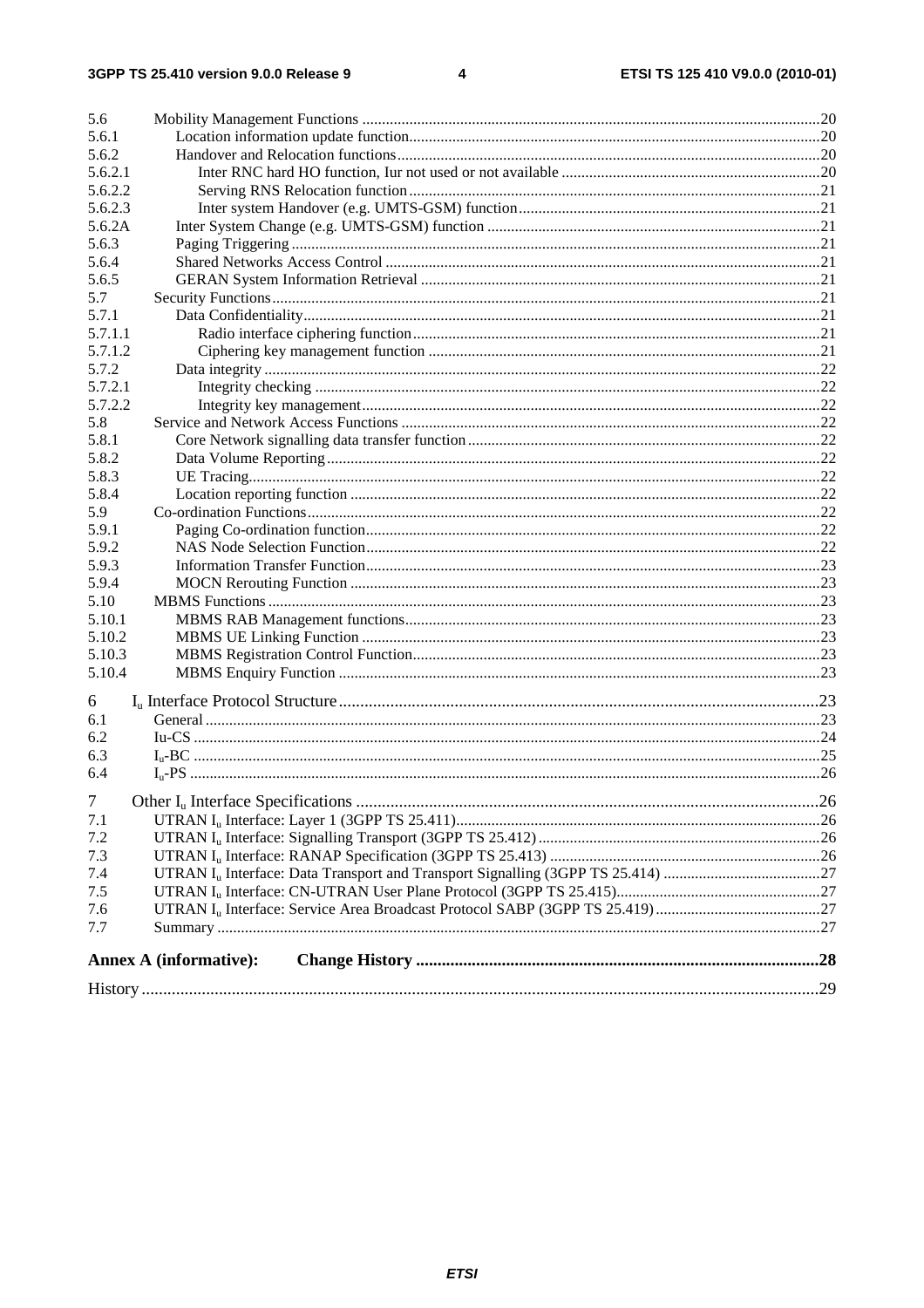5.6 Mobility Management Functions ....................................................................................................................20
5.6.1 Location information update function........................................................................................................20
5.6.2 Handover and Relocation functions...........................................................................................................20
5.6.2.1 Inter RNC hard HO function, Iur not used or not available .................................................................20
5.6.2.2 Serving RNS Relocation function ........................................................................................................21
5.6.2.3 Inter system Handover (e.g. UMTS-GSM) function............................................................................21
5.6.2A Inter System Change (e.g. UMTS-GSM) function ....................................................................................21
5.6.3 Paging Triggering .......................................................................................................................................21
5.6.4 Shared Networks Access Control ..............................................................................................................21
5.6.5 GERAN System Information Retrieval .....................................................................................................21
5.7 Security Functions............................................................................................................................................21
5.7.1 Data Confidentiality...................................................................................................................................21
5.7.1.1 Radio interface ciphering function.......................................................................................................21
5.7.1.2 Ciphering key management function ...................................................................................................21
5.7.2 Data integrity .............................................................................................................................................22
5.7.2.1 Integrity checking ................................................................................................................................22
5.7.2.2 Integrity key management....................................................................................................................22
5.8 Service and Network Access Functions ...........................................................................................................22
5.8.1 Core Network signalling data transfer function .........................................................................................22
5.8.2 Data Volume Reporting.............................................................................................................................22
5.8.3 UE Tracing.................................................................................................................................................22
5.8.4 Location reporting function .......................................................................................................................22
5.9 Co-ordination Functions..................................................................................................................................22
5.9.1 Paging Co-ordination function...................................................................................................................22
5.9.2 NAS Node Selection Function...................................................................................................................22
5.9.3 Information Transfer Function...................................................................................................................23
5.9.4 MOCN Rerouting Function .......................................................................................................................23
5.10 MBMS Functions ............................................................................................................................................23
5.10.1 MBMS RAB Management functions.........................................................................................................23
5.10.2 MBMS UE Linking Function ....................................................................................................................23
5.10.3 MBMS Registration Control Function.......................................................................................................23
5.10.4 MBMS Enquiry Function ..........................................................................................................................23

6 $I_u$ Interface Protocol Structure...............................................................................................................23
6.1 General ............................................................................................................................................................23
6.2 Iu-CS ...............................................................................................................................................................24
6.3 $I_u$-BC ...............................................................................................................................................................25
6.4 $I_u$-PS ...............................................................................................................................................................26

7 Other $I_u$ Interface Specifications ...........................................................................................................26
7.1 UTRAN $I_u$ Interface: Layer 1 (3GPP TS 25.411)............................................................................................26
7.2 UTRAN $I_u$ Interface: Signalling Transport (3GPP TS 25.412) ........................................................................26
7.3 UTRAN $I_u$ Interface: RANAP Specification (3GPP TS 25.413) ....................................................................26
7.4 UTRAN $I_u$ Interface: Data Transport and Transport Signalling (3GPP TS 25.414) ........................................27
7.5 UTRAN $I_u$ Interface: CN-UTRAN User Plane Protocol (3GPP TS 25.415)....................................................27
7.6 UTRAN $I_u$ Interface: Service Area Broadcast Protocol SABP (3GPP TS 25.419) ..........................................27
7.7 Summary ..........................................................................................................................................................27

**Annex A (informative): Change History** ............................................................................................**28**

History ............................................................................................................................................................29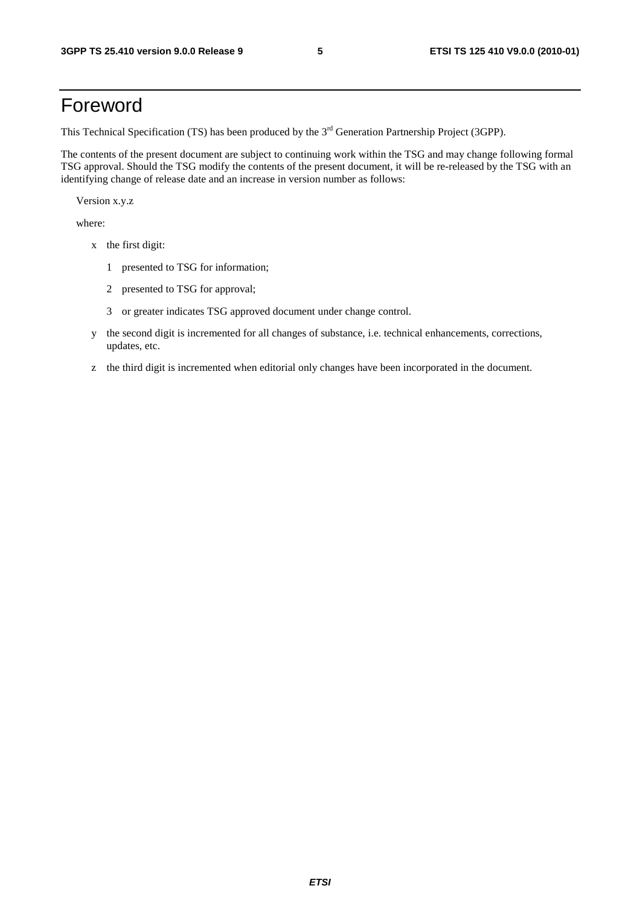# Foreword

This Technical Specification (TS) has been produced by the 3rd Generation Partnership Project (3GPP).

The contents of the present document are subject to continuing work within the TSG and may change following formal TSG approval. Should the TSG modify the contents of the present document, it will be re-released by the TSG with an identifying change of release date and an increase in version number as follows:

Version x.y.z

where:

- x the first digit:
  - 1 presented to TSG for information;
  - 2 presented to TSG for approval;
  - 3 or greater indicates TSG approved document under change control.
- y the second digit is incremented for all changes of substance, i.e. technical enhancements, corrections, updates, etc.
- z the third digit is incremented when editorial only changes have been incorporated in the document.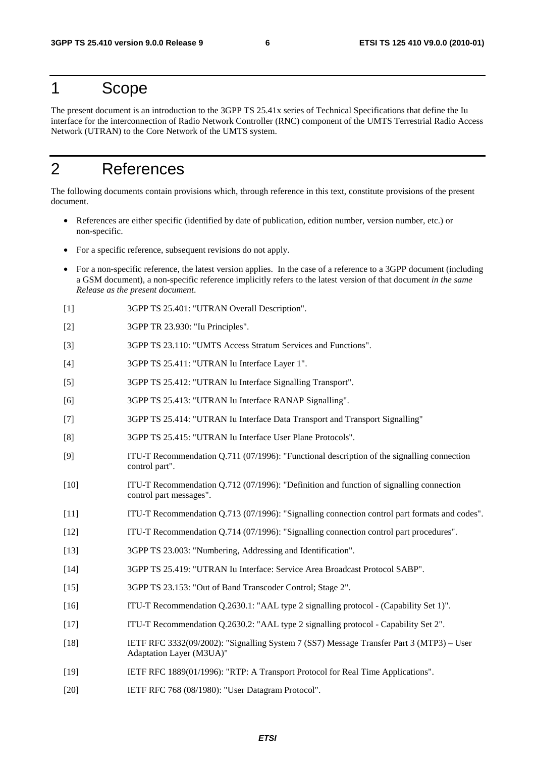# 1 Scope

The present document is an introduction to the 3GPP TS 25.41x series of Technical Specifications that define the Iu interface for the interconnection of Radio Network Controller (RNC) component of the UMTS Terrestrial Radio Access Network (UTRAN) to the Core Network of the UMTS system.

# 2 References

The following documents contain provisions which, through reference in this text, constitute provisions of the present document.

- References are either specific (identified by date of publication, edition number, version number, etc.) or non-specific.
- For a specific reference, subsequent revisions do not apply.
- For a non-specific reference, the latest version applies. In the case of a reference to a 3GPP document (including a GSM document), a non-specific reference implicitly refers to the latest version of that document *in the same Release as the present document*.

[1] 3GPP TS 25.401: "UTRAN Overall Description".

[2] 3GPP TR 23.930: "Iu Principles".

[3] 3GPP TS 23.110: "UMTS Access Stratum Services and Functions".

[4] 3GPP TS 25.411: "UTRAN Iu Interface Layer 1".

[5] 3GPP TS 25.412: "UTRAN Iu Interface Signalling Transport".

[6] 3GPP TS 25.413: "UTRAN Iu Interface RANAP Signalling".

[7] 3GPP TS 25.414: "UTRAN Iu Interface Data Transport and Transport Signalling"

[8] 3GPP TS 25.415: "UTRAN Iu Interface User Plane Protocols".

[9] ITU-T Recommendation Q.711 (07/1996): "Functional description of the signalling connection control part".

[10] ITU-T Recommendation Q.712 (07/1996): "Definition and function of signalling connection control part messages".

[11] ITU-T Recommendation Q.713 (07/1996): "Signalling connection control part formats and codes".

[12] ITU-T Recommendation Q.714 (07/1996): "Signalling connection control part procedures".

[13] 3GPP TS 23.003: "Numbering, Addressing and Identification".

[14] 3GPP TS 25.419: "UTRAN Iu Interface: Service Area Broadcast Protocol SABP".

[15] 3GPP TS 23.153: "Out of Band Transcoder Control; Stage 2".

[16] ITU-T Recommendation Q.2630.1: "AAL type 2 signalling protocol - (Capability Set 1)".

[17] ITU-T Recommendation Q.2630.2: "AAL type 2 signalling protocol - Capability Set 2".

[18] IETF RFC 3332(09/2002): "Signalling System 7 (SS7) Message Transfer Part 3 (MTP3) – User Adaptation Layer (M3UA)"

[19] IETF RFC 1889(01/1996): "RTP: A Transport Protocol for Real Time Applications".

[20] IETF RFC 768 (08/1980): "User Datagram Protocol".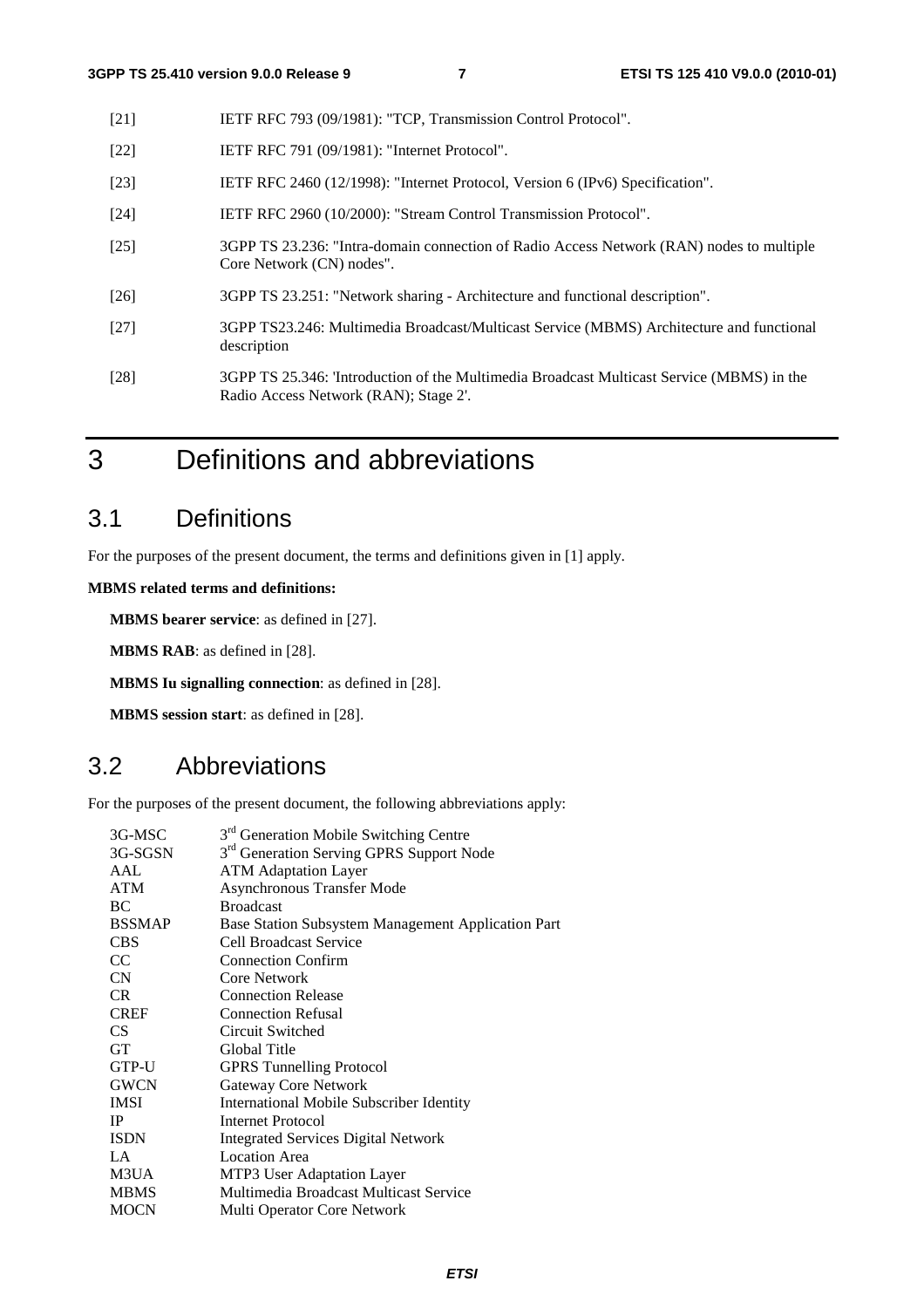[21] IETF RFC 793 (09/1981): "TCP, Transmission Control Protocol".

[22] IETF RFC 791 (09/1981): "Internet Protocol".

[23] IETF RFC 2460 (12/1998): "Internet Protocol, Version 6 (IPv6) Specification".

[24] IETF RFC 2960 (10/2000): "Stream Control Transmission Protocol".

[25] 3GPP TS 23.236: "Intra-domain connection of Radio Access Network (RAN) nodes to multiple Core Network (CN) nodes".

[26] 3GPP TS 23.251: "Network sharing - Architecture and functional description".

[27] 3GPP TS23.246: Multimedia Broadcast/Multicast Service (MBMS) Architecture and functional description

[28] 3GPP TS 25.346: 'Introduction of the Multimedia Broadcast Multicast Service (MBMS) in the Radio Access Network (RAN); Stage 2'.

# 3 Definitions and abbreviations

## 3.1 Definitions

For the purposes of the present document, the terms and definitions given in [1] apply.

**MBMS related terms and definitions:**

**MBMS bearer service**: as defined in [27].

**MBMS RAB**: as defined in [28].

**MBMS Iu signalling connection**: as defined in [28].

**MBMS session start**: as defined in [28].

## 3.2 Abbreviations

For the purposes of the present document, the following abbreviations apply:

| | |
|---|---|
| 3G-MSC | 3rd Generation Mobile Switching Centre |
| 3G-SGSN | 3rd Generation Serving GPRS Support Node |
| AAL | ATM Adaptation Layer |
| ATM | Asynchronous Transfer Mode |
| BC | Broadcast |
| BSSMAP | Base Station Subsystem Management Application Part |
| CBS | Cell Broadcast Service |
| CC | Connection Confirm |
| CN | Core Network |
| CR | Connection Release |
| CREF | Connection Refusal |
| CS | Circuit Switched |
| GT | Global Title |
| GTP-U | GPRS Tunnelling Protocol |
| GWCN | Gateway Core Network |
| IMSI | International Mobile Subscriber Identity |
| IP | Internet Protocol |
| ISDN | Integrated Services Digital Network |
| LA | Location Area |
| M3UA | MTP3 User Adaptation Layer |
| MBMS | Multimedia Broadcast Multicast Service |
| MOCN | Multi Operator Core Network |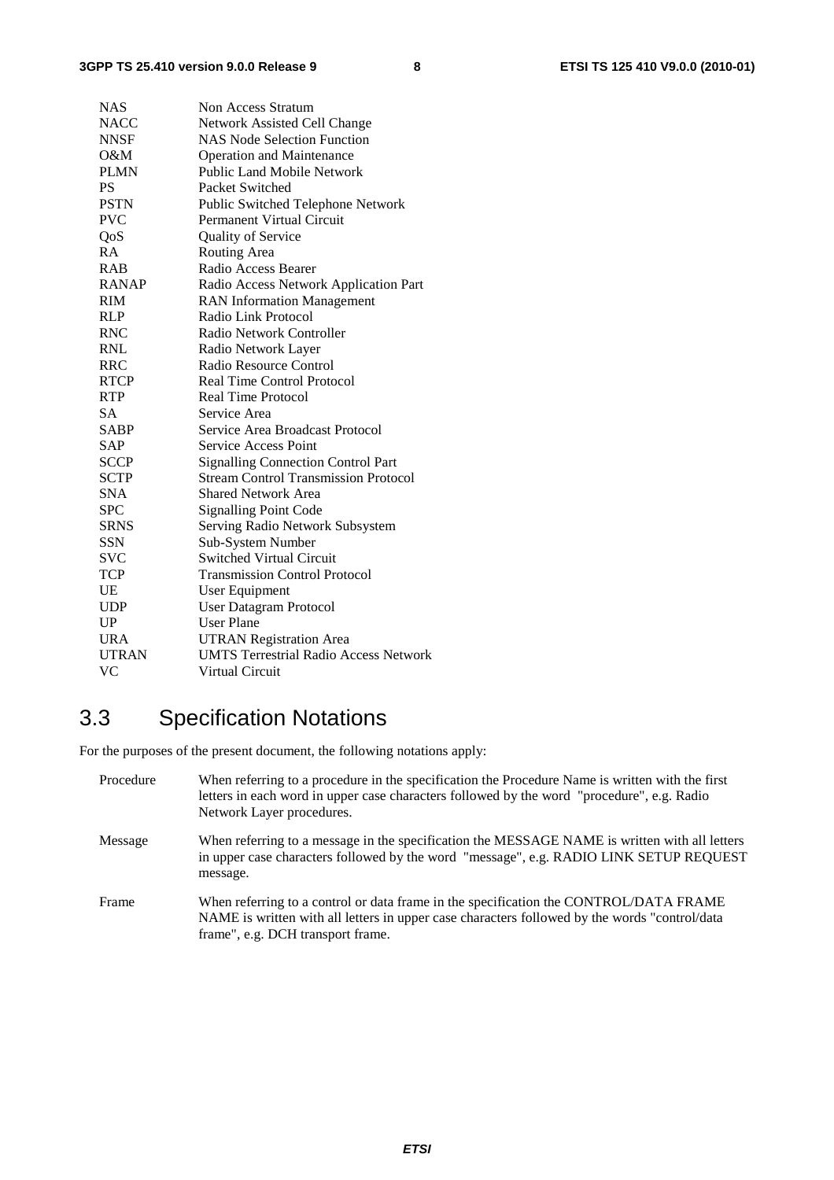| | |
|---|---|
| NAS | Non Access Stratum |
| NACC | Network Assisted Cell Change |
| NNSF | NAS Node Selection Function |
| O&M | Operation and Maintenance |
| PLMN | Public Land Mobile Network |
| PS | Packet Switched |
| PSTN | Public Switched Telephone Network |
| PVC | Permanent Virtual Circuit |
| QoS | Quality of Service |
| RA | Routing Area |
| RAB | Radio Access Bearer |
| RANAP | Radio Access Network Application Part |
| RIM | RAN Information Management |
| RLP | Radio Link Protocol |
| RNC | Radio Network Controller |
| RNL | Radio Network Layer |
| RRC | Radio Resource Control |
| RTCP | Real Time Control Protocol |
| RTP | Real Time Protocol |
| SA | Service Area |
| SABP | Service Area Broadcast Protocol |
| SAP | Service Access Point |
| SCCP | Signalling Connection Control Part |
| SCTP | Stream Control Transmission Protocol |
| SNA | Shared Network Area |
| SPC | Signalling Point Code |
| SRNS | Serving Radio Network Subsystem |
| SSN | Sub-System Number |
| SVC | Switched Virtual Circuit |
| TCP | Transmission Control Protocol |
| UE | User Equipment |
| UDP | User Datagram Protocol |
| UP | User Plane |
| URA | UTRAN Registration Area |
| UTRAN | UMTS Terrestrial Radio Access Network |
| VC | Virtual Circuit |

## 3.3 Specification Notations

For the purposes of the present document, the following notations apply:

| | |
|---|---|
| Procedure | When referring to a procedure in the specification the Procedure Name is written with the first letters in each word in upper case characters followed by the word "procedure", e.g. Radio Network Layer procedures. |
| Message | When referring to a message in the specification the MESSAGE NAME is written with all letters in upper case characters followed by the word "message", e.g. RADIO LINK SETUP REQUEST message. |
| Frame | When referring to a control or data frame in the specification the CONTROL/DATA FRAME NAME is written with all letters in upper case characters followed by the words "control/data frame", e.g. DCH transport frame. |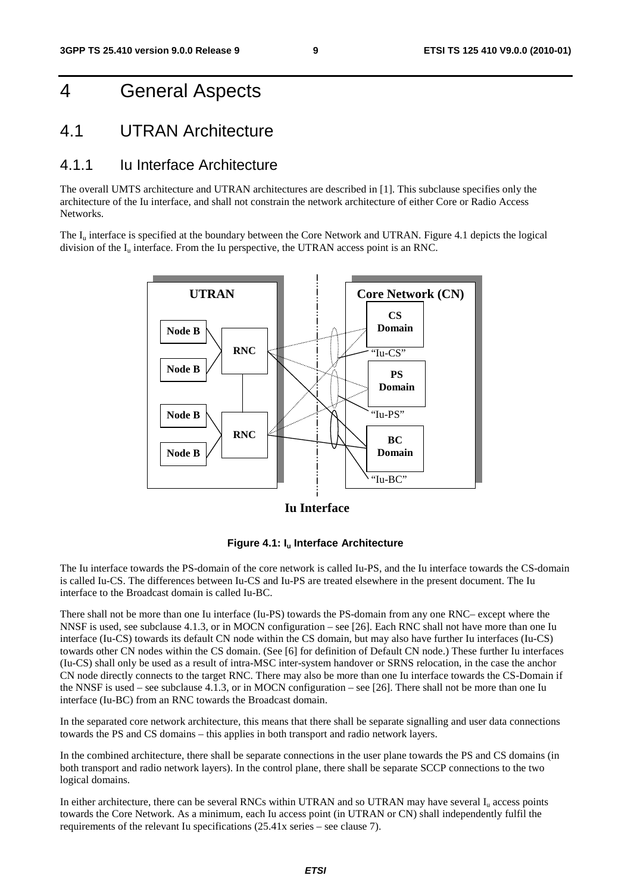# 4 General Aspects

## 4.1 UTRAN Architecture

### 4.1.1 Iu Interface Architecture

The overall UMTS architecture and UTRAN architectures are described in [1]. This subclause specifies only the architecture of the Iu interface, and shall not constrain the network architecture of either Core or Radio Access Networks.

The $I_u$ interface is specified at the boundary between the Core Network and UTRAN. Figure 4.1 depicts the logical division of the $I_u$ interface. From the Iu perspective, the UTRAN access point is an RNC.

**Figure 4.1: $I_u$ Interface Architecture**

The Iu interface towards the PS-domain of the core network is called Iu-PS, and the Iu interface towards the CS-domain is called Iu-CS. The differences between Iu-CS and Iu-PS are treated elsewhere in the present document. The Iu interface to the Broadcast domain is called Iu-BC.

There shall not be more than one Iu interface (Iu-PS) towards the PS-domain from any one RNC– except where the NNSF is used, see subclause 4.1.3, or in MOCN configuration – see [26]. Each RNC shall not have more than one Iu interface (Iu-CS) towards its default CN node within the CS domain, but may also have further Iu interfaces (Iu-CS) towards other CN nodes within the CS domain. (See [6] for definition of Default CN node.) These further Iu interfaces (Iu-CS) shall only be used as a result of intra-MSC inter-system handover or SRNS relocation, in the case the anchor CN node directly connects to the target RNC. There may also be more than one Iu interface towards the CS-Domain if the NNSF is used – see subclause 4.1.3, or in MOCN configuration – see [26]. There shall not be more than one Iu interface (Iu-BC) from an RNC towards the Broadcast domain.

In the separated core network architecture, this means that there shall be separate signalling and user data connections towards the PS and CS domains – this applies in both transport and radio network layers.

In the combined architecture, there shall be separate connections in the user plane towards the PS and CS domains (in both transport and radio network layers). In the control plane, there shall be separate SCCP connections to the two logical domains.

In either architecture, there can be several RNCs within UTRAN and so UTRAN may have several $I_u$ access points towards the Core Network. As a minimum, each Iu access point (in UTRAN or CN) shall independently fulfil the requirements of the relevant Iu specifications (25.41x series – see clause 7).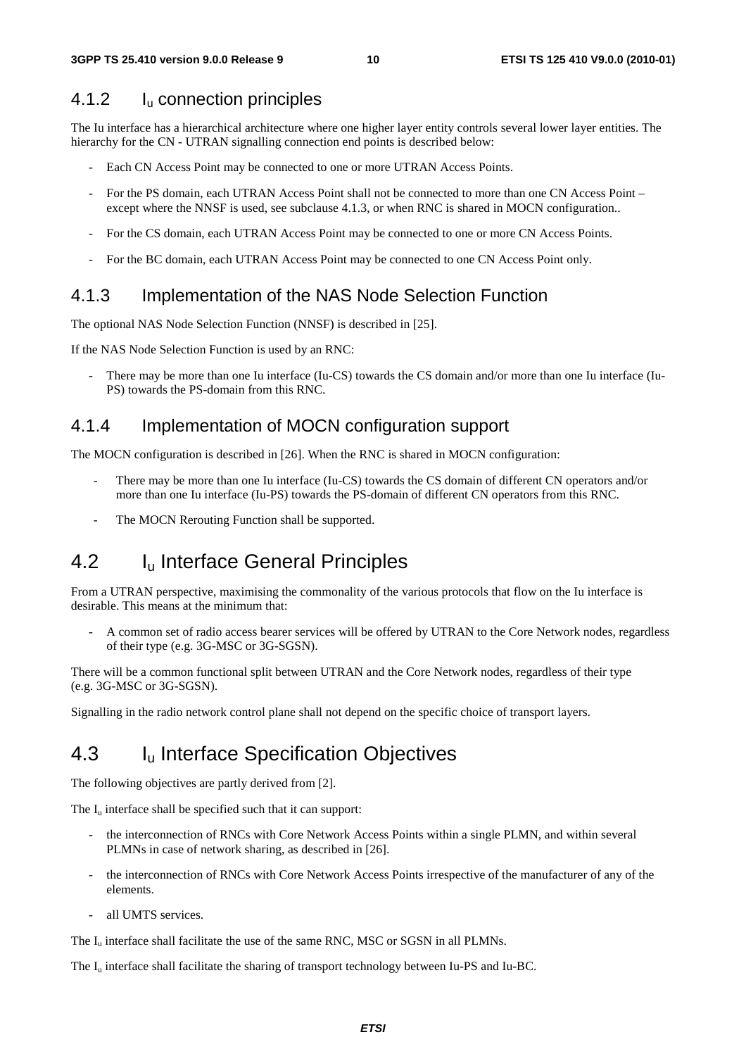### 4.1.2 $I_u$ connection principles

The Iu interface has a hierarchical architecture where one higher layer entity controls several lower layer entities. The hierarchy for the CN - UTRAN signalling connection end points is described below:

- Each CN Access Point may be connected to one or more UTRAN Access Points.
- For the PS domain, each UTRAN Access Point shall not be connected to more than one CN Access Point – except where the NNSF is used, see subclause 4.1.3, or when RNC is shared in MOCN configuration..
- For the CS domain, each UTRAN Access Point may be connected to one or more CN Access Points.
- For the BC domain, each UTRAN Access Point may be connected to one CN Access Point only.

### 4.1.3 Implementation of the NAS Node Selection Function

The optional NAS Node Selection Function (NNSF) is described in [25].

If the NAS Node Selection Function is used by an RNC:

- There may be more than one Iu interface (Iu-CS) towards the CS domain and/or more than one Iu interface (Iu-PS) towards the PS-domain from this RNC.

### 4.1.4 Implementation of MOCN configuration support

The MOCN configuration is described in [26]. When the RNC is shared in MOCN configuration:

- There may be more than one Iu interface (Iu-CS) towards the CS domain of different CN operators and/or more than one Iu interface (Iu-PS) towards the PS-domain of different CN operators from this RNC.
- The MOCN Rerouting Function shall be supported.

## 4.2 $I_u$ Interface General Principles

From a UTRAN perspective, maximising the commonality of the various protocols that flow on the Iu interface is desirable. This means at the minimum that:

- A common set of radio access bearer services will be offered by UTRAN to the Core Network nodes, regardless of their type (e.g. 3G-MSC or 3G-SGSN).

There will be a common functional split between UTRAN and the Core Network nodes, regardless of their type (e.g. 3G-MSC or 3G-SGSN).

Signalling in the radio network control plane shall not depend on the specific choice of transport layers.

## 4.3 $I_u$ Interface Specification Objectives

The following objectives are partly derived from [2].

The $I_u$ interface shall be specified such that it can support:

- the interconnection of RNCs with Core Network Access Points within a single PLMN, and within several PLMNs in case of network sharing, as described in [26].
- the interconnection of RNCs with Core Network Access Points irrespective of the manufacturer of any of the elements.
- all UMTS services.

The $I_u$ interface shall facilitate the use of the same RNC, MSC or SGSN in all PLMNs.

The $I_u$ interface shall facilitate the sharing of transport technology between Iu-PS and Iu-BC.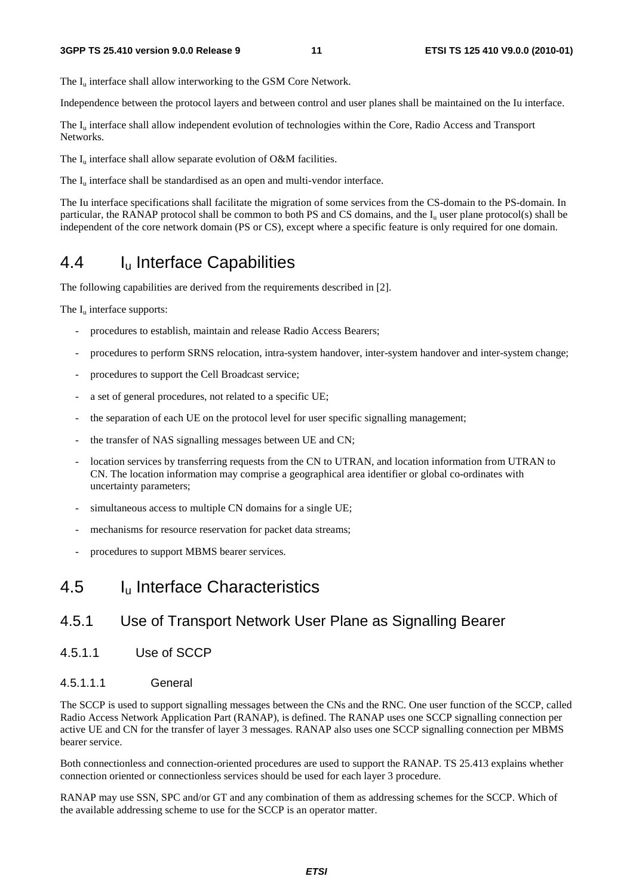The $I_u$ interface shall allow interworking to the GSM Core Network.

Independence between the protocol layers and between control and user planes shall be maintained on the Iu interface.

The $I_u$ interface shall allow independent evolution of technologies within the Core, Radio Access and Transport Networks.

The $I_u$ interface shall allow separate evolution of O&M facilities.

The $I_u$ interface shall be standardised as an open and multi-vendor interface.

The Iu interface specifications shall facilitate the migration of some services from the CS-domain to the PS-domain. In particular, the RANAP protocol shall be common to both PS and CS domains, and the $I_u$ user plane protocol(s) shall be independent of the core network domain (PS or CS), except where a specific feature is only required for one domain.

## 4.4 $I_u$ Interface Capabilities

The following capabilities are derived from the requirements described in [2].

The $I_u$ interface supports:

- procedures to establish, maintain and release Radio Access Bearers;
- procedures to perform SRNS relocation, intra-system handover, inter-system handover and inter-system change;
- procedures to support the Cell Broadcast service;
- a set of general procedures, not related to a specific UE;
- the separation of each UE on the protocol level for user specific signalling management;
- the transfer of NAS signalling messages between UE and CN;
- location services by transferring requests from the CN to UTRAN, and location information from UTRAN to CN. The location information may comprise a geographical area identifier or global co-ordinates with uncertainty parameters;
- simultaneous access to multiple CN domains for a single UE;
- mechanisms for resource reservation for packet data streams;
- procedures to support MBMS bearer services.

## 4.5 $I_u$ Interface Characteristics

### 4.5.1 Use of Transport Network User Plane as Signalling Bearer

#### 4.5.1.1 Use of SCCP

##### 4.5.1.1.1 General

The SCCP is used to support signalling messages between the CNs and the RNC. One user function of the SCCP, called Radio Access Network Application Part (RANAP), is defined. The RANAP uses one SCCP signalling connection per active UE and CN for the transfer of layer 3 messages. RANAP also uses one SCCP signalling connection per MBMS bearer service.

Both connectionless and connection-oriented procedures are used to support the RANAP. TS 25.413 explains whether connection oriented or connectionless services should be used for each layer 3 procedure.

RANAP may use SSN, SPC and/or GT and any combination of them as addressing schemes for the SCCP. Which of the available addressing scheme to use for the SCCP is an operator matter.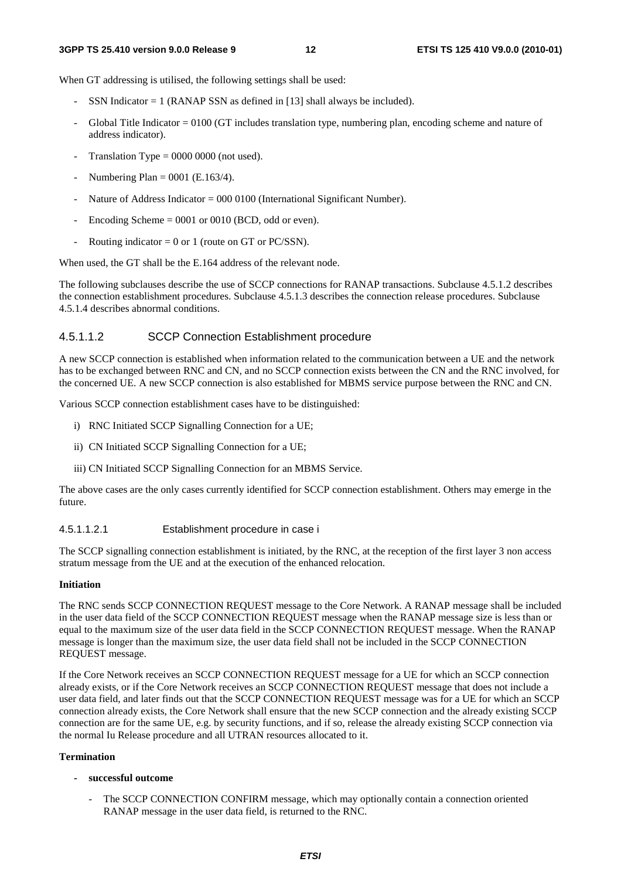When GT addressing is utilised, the following settings shall be used:

- SSN Indicator = 1 (RANAP SSN as defined in [13] shall always be included).
- Global Title Indicator = 0100 (GT includes translation type, numbering plan, encoding scheme and nature of address indicator).
- Translation Type = 0000 0000 (not used).
- Numbering Plan = 0001 (E.163/4).
- Nature of Address Indicator = 000 0100 (International Significant Number).
- Encoding Scheme = 0001 or 0010 (BCD, odd or even).
- Routing indicator = 0 or 1 (route on GT or PC/SSN).

When used, the GT shall be the E.164 address of the relevant node.

The following subclauses describe the use of SCCP connections for RANAP transactions. Subclause 4.5.1.2 describes the connection establishment procedures. Subclause 4.5.1.3 describes the connection release procedures. Subclause 4.5.1.4 describes abnormal conditions.

#### 4.5.1.1.2 SCCP Connection Establishment procedure

A new SCCP connection is established when information related to the communication between a UE and the network has to be exchanged between RNC and CN, and no SCCP connection exists between the CN and the RNC involved, for the concerned UE. A new SCCP connection is also established for MBMS service purpose between the RNC and CN.

Various SCCP connection establishment cases have to be distinguished:

i) RNC Initiated SCCP Signalling Connection for a UE;

ii) CN Initiated SCCP Signalling Connection for a UE;

iii) CN Initiated SCCP Signalling Connection for an MBMS Service.

The above cases are the only cases currently identified for SCCP connection establishment. Others may emerge in the future.

##### 4.5.1.1.2.1 Establishment procedure in case i

The SCCP signalling connection establishment is initiated, by the RNC, at the reception of the first layer 3 non access stratum message from the UE and at the execution of the enhanced relocation.

**Initiation**

The RNC sends SCCP CONNECTION REQUEST message to the Core Network. A RANAP message shall be included in the user data field of the SCCP CONNECTION REQUEST message when the RANAP message size is less than or equal to the maximum size of the user data field in the SCCP CONNECTION REQUEST message. When the RANAP message is longer than the maximum size, the user data field shall not be included in the SCCP CONNECTION REQUEST message.

If the Core Network receives an SCCP CONNECTION REQUEST message for a UE for which an SCCP connection already exists, or if the Core Network receives an SCCP CONNECTION REQUEST message that does not include a user data field, and later finds out that the SCCP CONNECTION REQUEST message was for a UE for which an SCCP connection already exists, the Core Network shall ensure that the new SCCP connection and the already existing SCCP connection are for the same UE, e.g. by security functions, and if so, release the already existing SCCP connection via the normal Iu Release procedure and all UTRAN resources allocated to it.

**Termination**

- **successful outcome**
  - The SCCP CONNECTION CONFIRM message, which may optionally contain a connection oriented RANAP message in the user data field, is returned to the RNC.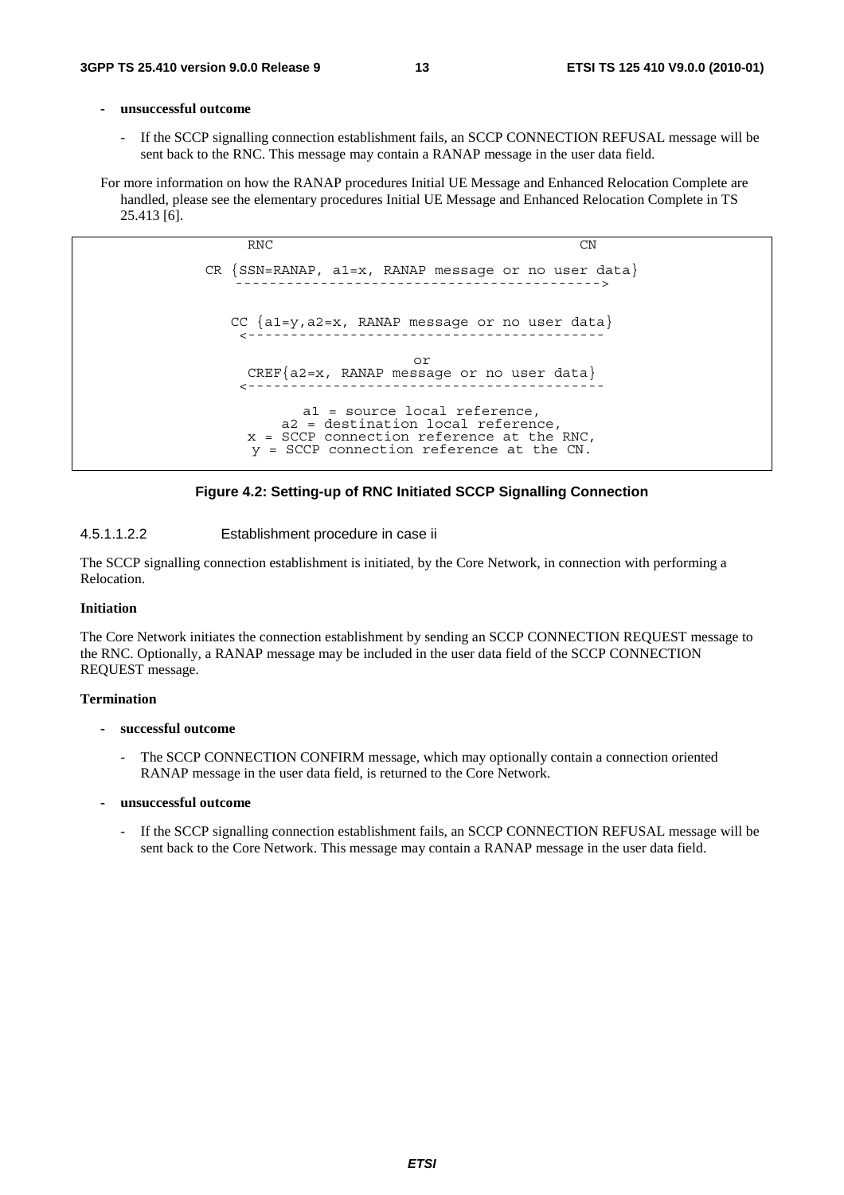- **unsuccessful outcome**

  - If the SCCP signalling connection establishment fails, an SCCP CONNECTION REFUSAL message will be sent back to the RNC. This message may contain a RANAP message in the user data field.

For more information on how the RANAP procedures Initial UE Message and Enhanced Relocation Complete are handled, please see the elementary procedures Initial UE Message and Enhanced Relocation Complete in TS 25.413 [6].

```
              RNC                                          CN

        CR {SSN=RANAP, a1=x, RANAP message or no user data}
            ------------------------------------------->


           CC {a1=y,a2=x, RANAP message or no user data}
            <-----------------------------------------

                               or
             CREF{a2=x, RANAP message or no user data}
            <-----------------------------------------

                  a1 = source local reference,
                a2 = destination local reference,
             x = SCCP connection reference at the RNC,
              y = SCCP connection reference at the CN.
```

**Figure 4.2: Setting-up of RNC Initiated SCCP Signalling Connection**

#### 4.5.1.1.2.2 Establishment procedure in case ii

The SCCP signalling connection establishment is initiated, by the Core Network, in connection with performing a Relocation.

**Initiation**

The Core Network initiates the connection establishment by sending an SCCP CONNECTION REQUEST message to the RNC. Optionally, a RANAP message may be included in the user data field of the SCCP CONNECTION REQUEST message.

**Termination**

- **successful outcome**

  - The SCCP CONNECTION CONFIRM message, which may optionally contain a connection oriented RANAP message in the user data field, is returned to the Core Network.

- **unsuccessful outcome**

  - If the SCCP signalling connection establishment fails, an SCCP CONNECTION REFUSAL message will be sent back to the Core Network. This message may contain a RANAP message in the user data field.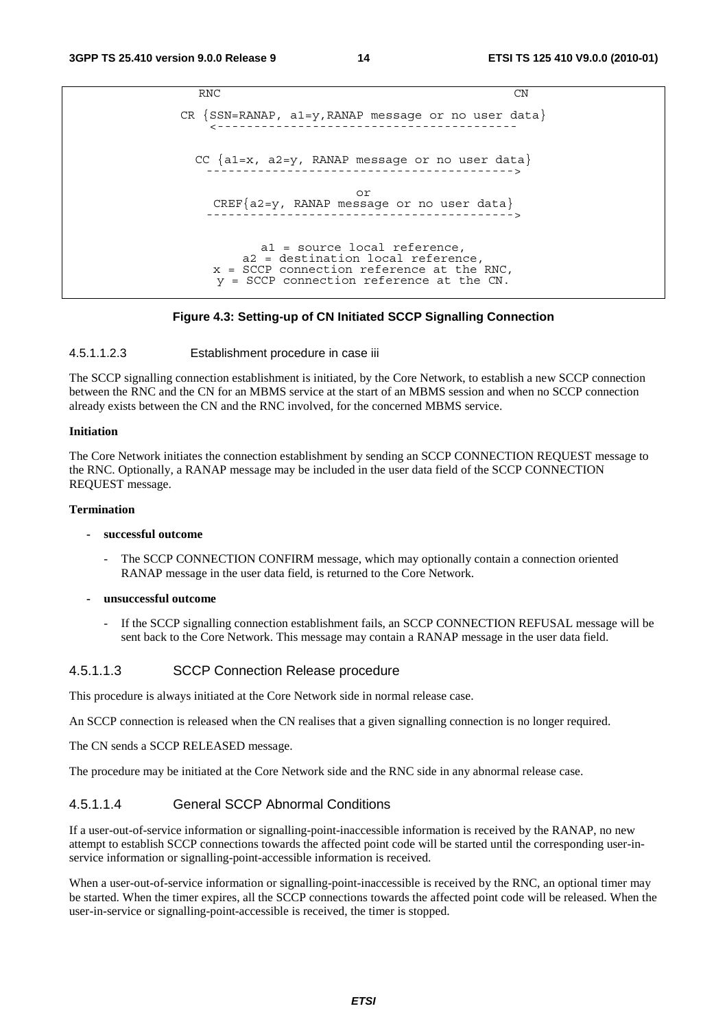```
RNC                                                      CN

CR {SSN=RANAP, a1=y,RANAP message or no user data}
   <----------------------------------------

 CC {a1=x, a2=y, RANAP message or no user data}
  ----------------------------------------->

                      or
  CREF{a2=y, RANAP message or no user data}
  ----------------------------------------->


        a1 = source local reference,
     a2 = destination local reference,
  x = SCCP connection reference at the RNC,
   y = SCCP connection reference at the CN.
```

**Figure 4.3: Setting-up of CN Initiated SCCP Signalling Connection**

#### 4.5.1.1.2.3 Establishment procedure in case iii

The SCCP signalling connection establishment is initiated, by the Core Network, to establish a new SCCP connection between the RNC and the CN for an MBMS service at the start of an MBMS session and when no SCCP connection already exists between the CN and the RNC involved, for the concerned MBMS service.

**Initiation**

The Core Network initiates the connection establishment by sending an SCCP CONNECTION REQUEST message to the RNC. Optionally, a RANAP message may be included in the user data field of the SCCP CONNECTION REQUEST message.

**Termination**

- **successful outcome**
  - The SCCP CONNECTION CONFIRM message, which may optionally contain a connection oriented RANAP message in the user data field, is returned to the Core Network.
- **unsuccessful outcome**
  - If the SCCP signalling connection establishment fails, an SCCP CONNECTION REFUSAL message will be sent back to the Core Network. This message may contain a RANAP message in the user data field.

### 4.5.1.1.3 SCCP Connection Release procedure

This procedure is always initiated at the Core Network side in normal release case.

An SCCP connection is released when the CN realises that a given signalling connection is no longer required.

The CN sends a SCCP RELEASED message.

The procedure may be initiated at the Core Network side and the RNC side in any abnormal release case.

### 4.5.1.1.4 General SCCP Abnormal Conditions

If a user-out-of-service information or signalling-point-inaccessible information is received by the RANAP, no new attempt to establish SCCP connections towards the affected point code will be started until the corresponding user-in-service information or signalling-point-accessible information is received.

When a user-out-of-service information or signalling-point-inaccessible is received by the RNC, an optional timer may be started. When the timer expires, all the SCCP connections towards the affected point code will be released. When the user-in-service or signalling-point-accessible is received, the timer is stopped.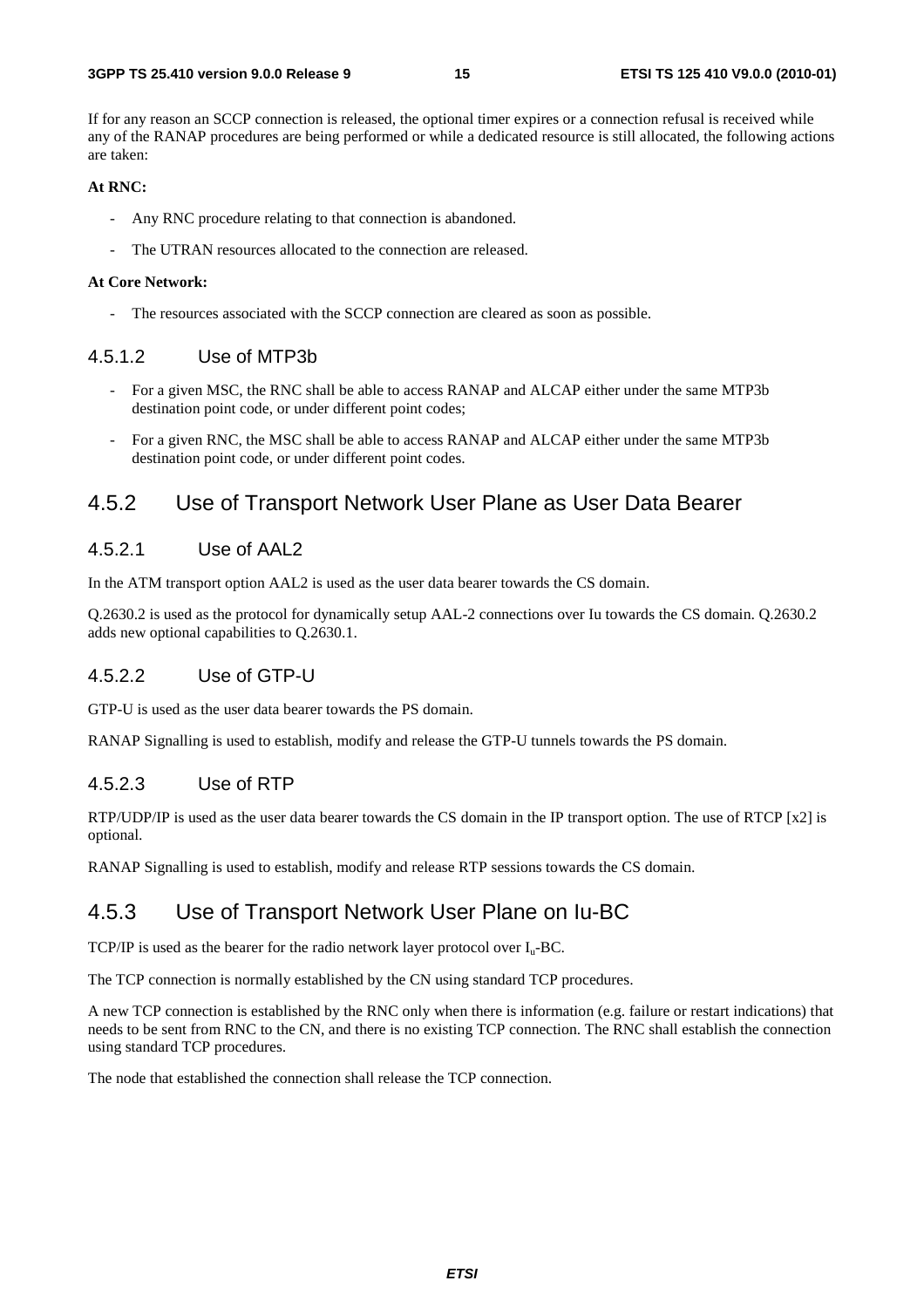If for any reason an SCCP connection is released, the optional timer expires or a connection refusal is received while any of the RANAP procedures are being performed or while a dedicated resource is still allocated, the following actions are taken:

**At RNC:**

- Any RNC procedure relating to that connection is abandoned.
- The UTRAN resources allocated to the connection are released.

**At Core Network:**

- The resources associated with the SCCP connection are cleared as soon as possible.

#### 4.5.1.2 Use of MTP3b

- For a given MSC, the RNC shall be able to access RANAP and ALCAP either under the same MTP3b destination point code, or under different point codes;
- For a given RNC, the MSC shall be able to access RANAP and ALCAP either under the same MTP3b destination point code, or under different point codes.

### 4.5.2 Use of Transport Network User Plane as User Data Bearer

#### 4.5.2.1 Use of AAL2

In the ATM transport option AAL2 is used as the user data bearer towards the CS domain.

Q.2630.2 is used as the protocol for dynamically setup AAL-2 connections over Iu towards the CS domain. Q.2630.2 adds new optional capabilities to Q.2630.1.

#### 4.5.2.2 Use of GTP-U

GTP-U is used as the user data bearer towards the PS domain.

RANAP Signalling is used to establish, modify and release the GTP-U tunnels towards the PS domain.

#### 4.5.2.3 Use of RTP

RTP/UDP/IP is used as the user data bearer towards the CS domain in the IP transport option. The use of RTCP [x2] is optional.

RANAP Signalling is used to establish, modify and release RTP sessions towards the CS domain.

### 4.5.3 Use of Transport Network User Plane on Iu-BC

TCP/IP is used as the bearer for the radio network layer protocol over $I_u$-BC.

The TCP connection is normally established by the CN using standard TCP procedures.

A new TCP connection is established by the RNC only when there is information (e.g. failure or restart indications) that needs to be sent from RNC to the CN, and there is no existing TCP connection. The RNC shall establish the connection using standard TCP procedures.

The node that established the connection shall release the TCP connection.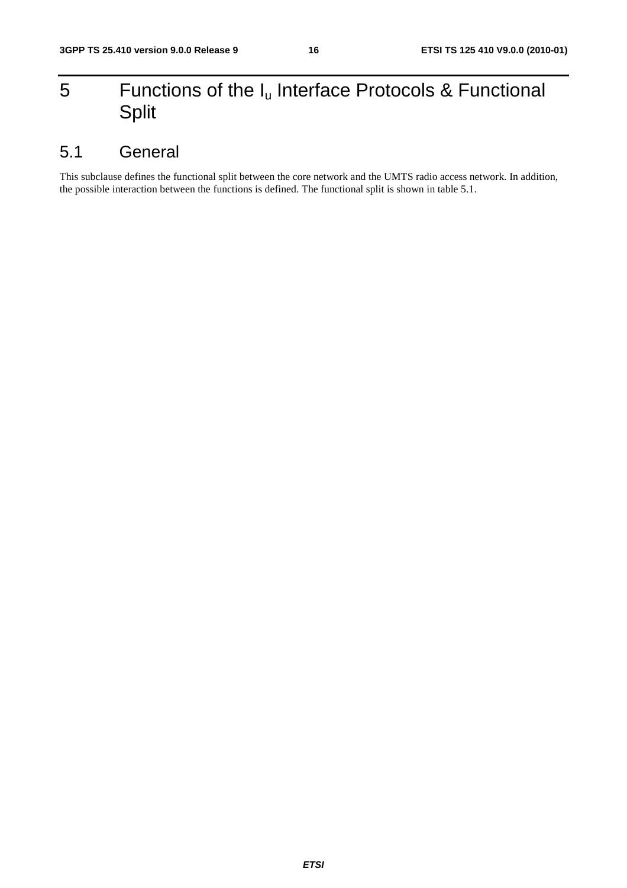# 5 Functions of the $I_u$ Interface Protocols & Functional Split

## 5.1 General

This subclause defines the functional split between the core network and the UMTS radio access network. In addition, the possible interaction between the functions is defined. The functional split is shown in table 5.1.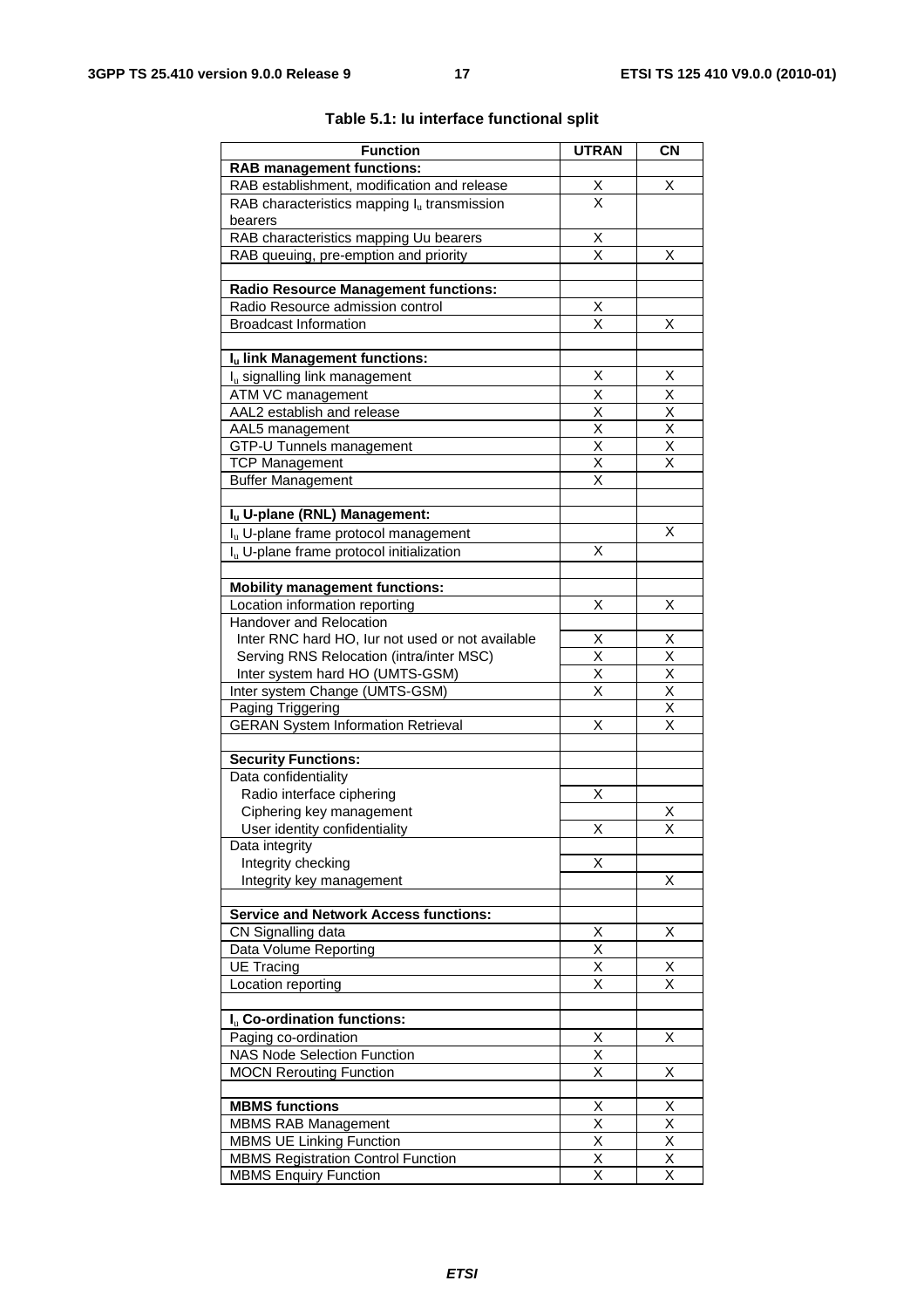**Table 5.1: Iu interface functional split**

| Function | UTRAN | CN |
|---|---|---|
| **RAB management functions:** | | |
| RAB establishment, modification and release | X | X |
| RAB characteristics mapping $I_u$ transmission bearers | X | |
| RAB characteristics mapping Uu bearers | X | |
| RAB queuing, pre-emption and priority | X | X |
| | | |
| **Radio Resource Management functions:** | | |
| Radio Resource admission control | X | |
| Broadcast Information | X | X |
| | | |
| **$I_u$ link Management functions:** | | |
| $I_u$ signalling link management | X | X |
| ATM VC management | X | X |
| AAL2 establish and release | X | X |
| AAL5 management | X | X |
| GTP-U Tunnels management | X | X |
| TCP Management | X | X |
| Buffer Management | X | |
| | | |
| **$I_u$ U-plane (RNL) Management:** | | |
| $I_u$ U-plane frame protocol management | | X |
| $I_u$ U-plane frame protocol initialization | X | |
| | | |
| **Mobility management functions:** | | |
| Location information reporting | X | X |
| Handover and Relocation | | |
| Inter RNC hard HO, Iur not used or not available | X | X |
| Serving RNS Relocation (intra/inter MSC) | X | X |
| Inter system hard HO (UMTS-GSM) | X | X |
| Inter system Change (UMTS-GSM) | X | X |
| Paging Triggering | | X |
| GERAN System Information Retrieval | X | X |
| | | |
| **Security Functions:** | | |
| Data confidentiality | | |
| Radio interface ciphering | X | |
| Ciphering key management | | X |
| User identity confidentiality | X | X |
| Data integrity | | |
| Integrity checking | X | |
| Integrity key management | | X |
| | | |
| **Service and Network Access functions:** | | |
| CN Signalling data | X | X |
| Data Volume Reporting | X | |
| UE Tracing | X | X |
| Location reporting | X | X |
| | | |
| **$I_u$ Co-ordination functions:** | | |
| Paging co-ordination | X | X |
| NAS Node Selection Function | X | |
| MOCN Rerouting Function | X | X |
| | | |
| **MBMS functions** | X | X |
| MBMS RAB Management | X | X |
| MBMS UE Linking Function | X | X |
| MBMS Registration Control Function | X | X |
| MBMS Enquiry Function | X | X |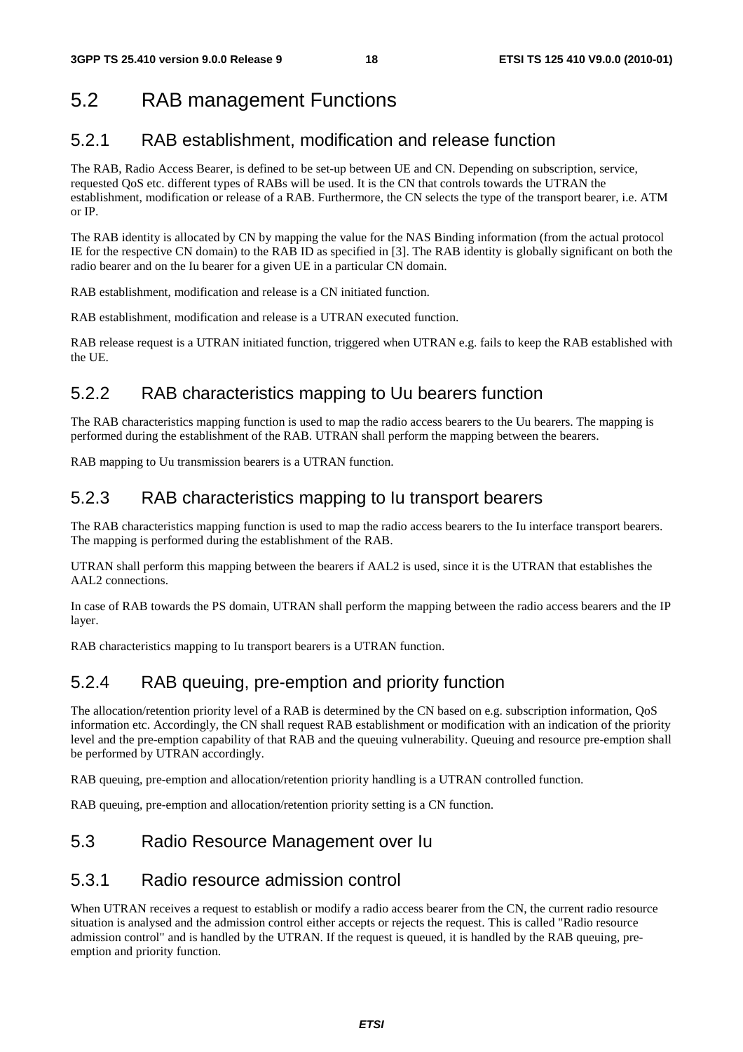## 5.2 RAB management Functions

### 5.2.1 RAB establishment, modification and release function

The RAB, Radio Access Bearer, is defined to be set-up between UE and CN. Depending on subscription, service, requested QoS etc. different types of RABs will be used. It is the CN that controls towards the UTRAN the establishment, modification or release of a RAB. Furthermore, the CN selects the type of the transport bearer, i.e. ATM or IP.

The RAB identity is allocated by CN by mapping the value for the NAS Binding information (from the actual protocol IE for the respective CN domain) to the RAB ID as specified in [3]. The RAB identity is globally significant on both the radio bearer and on the Iu bearer for a given UE in a particular CN domain.

RAB establishment, modification and release is a CN initiated function.

RAB establishment, modification and release is a UTRAN executed function.

RAB release request is a UTRAN initiated function, triggered when UTRAN e.g. fails to keep the RAB established with the UE.

### 5.2.2 RAB characteristics mapping to Uu bearers function

The RAB characteristics mapping function is used to map the radio access bearers to the Uu bearers. The mapping is performed during the establishment of the RAB. UTRAN shall perform the mapping between the bearers.

RAB mapping to Uu transmission bearers is a UTRAN function.

### 5.2.3 RAB characteristics mapping to Iu transport bearers

The RAB characteristics mapping function is used to map the radio access bearers to the Iu interface transport bearers. The mapping is performed during the establishment of the RAB.

UTRAN shall perform this mapping between the bearers if AAL2 is used, since it is the UTRAN that establishes the AAL2 connections.

In case of RAB towards the PS domain, UTRAN shall perform the mapping between the radio access bearers and the IP layer.

RAB characteristics mapping to Iu transport bearers is a UTRAN function.

### 5.2.4 RAB queuing, pre-emption and priority function

The allocation/retention priority level of a RAB is determined by the CN based on e.g. subscription information, QoS information etc. Accordingly, the CN shall request RAB establishment or modification with an indication of the priority level and the pre-emption capability of that RAB and the queuing vulnerability. Queuing and resource pre-emption shall be performed by UTRAN accordingly.

RAB queuing, pre-emption and allocation/retention priority handling is a UTRAN controlled function.

RAB queuing, pre-emption and allocation/retention priority setting is a CN function.

## 5.3 Radio Resource Management over Iu

### 5.3.1 Radio resource admission control

When UTRAN receives a request to establish or modify a radio access bearer from the CN, the current radio resource situation is analysed and the admission control either accepts or rejects the request. This is called "Radio resource admission control" and is handled by the UTRAN. If the request is queued, it is handled by the RAB queuing, pre-emption and priority function.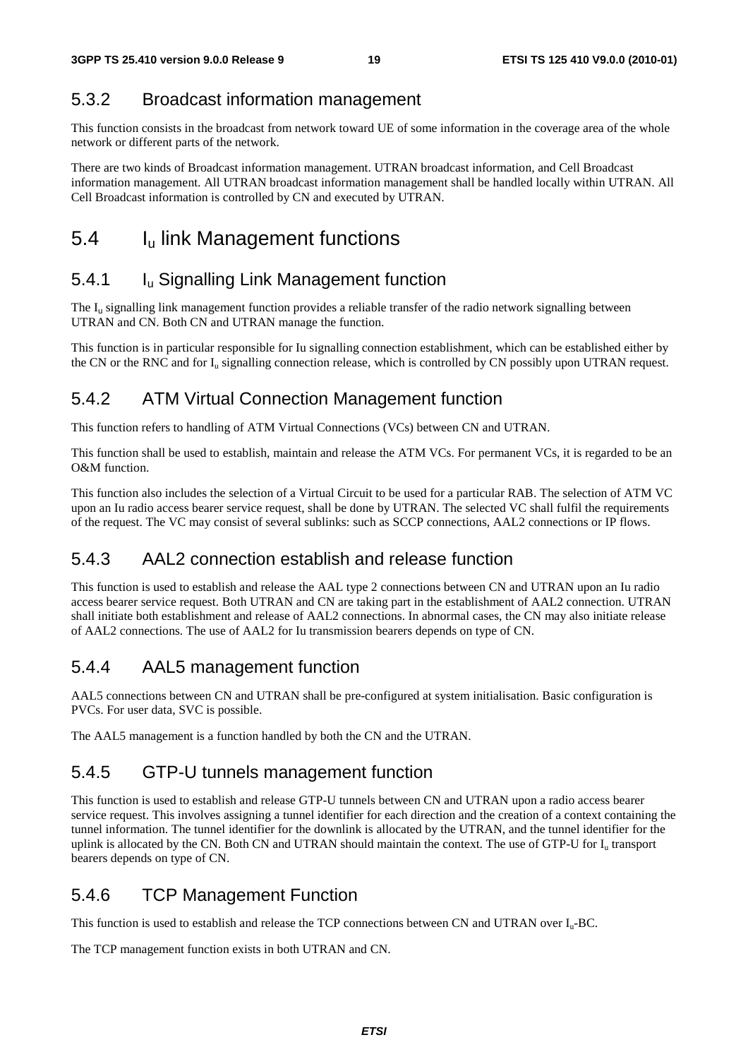### 5.3.2 Broadcast information management

This function consists in the broadcast from network toward UE of some information in the coverage area of the whole network or different parts of the network.

There are two kinds of Broadcast information management. UTRAN broadcast information, and Cell Broadcast information management. All UTRAN broadcast information management shall be handled locally within UTRAN. All Cell Broadcast information is controlled by CN and executed by UTRAN.

## 5.4 $I_u$ link Management functions

### 5.4.1 $I_u$ Signalling Link Management function

The $I_u$ signalling link management function provides a reliable transfer of the radio network signalling between UTRAN and CN. Both CN and UTRAN manage the function.

This function is in particular responsible for Iu signalling connection establishment, which can be established either by the CN or the RNC and for $I_u$ signalling connection release, which is controlled by CN possibly upon UTRAN request.

### 5.4.2 ATM Virtual Connection Management function

This function refers to handling of ATM Virtual Connections (VCs) between CN and UTRAN.

This function shall be used to establish, maintain and release the ATM VCs. For permanent VCs, it is regarded to be an O&M function.

This function also includes the selection of a Virtual Circuit to be used for a particular RAB. The selection of ATM VC upon an Iu radio access bearer service request, shall be done by UTRAN. The selected VC shall fulfil the requirements of the request. The VC may consist of several sublinks: such as SCCP connections, AAL2 connections or IP flows.

### 5.4.3 AAL2 connection establish and release function

This function is used to establish and release the AAL type 2 connections between CN and UTRAN upon an Iu radio access bearer service request. Both UTRAN and CN are taking part in the establishment of AAL2 connection. UTRAN shall initiate both establishment and release of AAL2 connections. In abnormal cases, the CN may also initiate release of AAL2 connections. The use of AAL2 for Iu transmission bearers depends on type of CN.

### 5.4.4 AAL5 management function

AAL5 connections between CN and UTRAN shall be pre-configured at system initialisation. Basic configuration is PVCs. For user data, SVC is possible.

The AAL5 management is a function handled by both the CN and the UTRAN.

### 5.4.5 GTP-U tunnels management function

This function is used to establish and release GTP-U tunnels between CN and UTRAN upon a radio access bearer service request. This involves assigning a tunnel identifier for each direction and the creation of a context containing the tunnel information. The tunnel identifier for the downlink is allocated by the UTRAN, and the tunnel identifier for the uplink is allocated by the CN. Both CN and UTRAN should maintain the context. The use of GTP-U for $I_u$ transport bearers depends on type of CN.

### 5.4.6 TCP Management Function

This function is used to establish and release the TCP connections between CN and UTRAN over $I_u$-BC.

The TCP management function exists in both UTRAN and CN.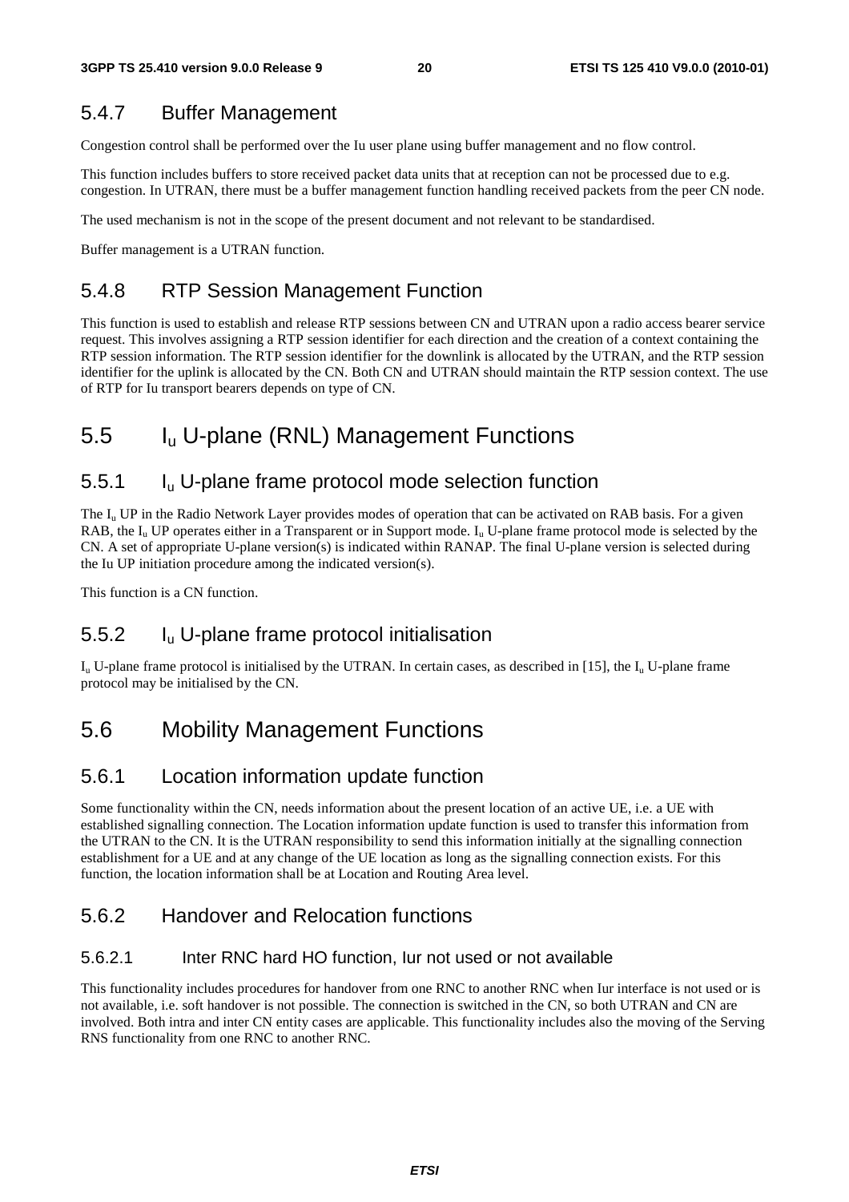### 5.4.7 Buffer Management

Congestion control shall be performed over the Iu user plane using buffer management and no flow control.

This function includes buffers to store received packet data units that at reception can not be processed due to e.g. congestion. In UTRAN, there must be a buffer management function handling received packets from the peer CN node.

The used mechanism is not in the scope of the present document and not relevant to be standardised.

Buffer management is a UTRAN function.

### 5.4.8 RTP Session Management Function

This function is used to establish and release RTP sessions between CN and UTRAN upon a radio access bearer service request. This involves assigning a RTP session identifier for each direction and the creation of a context containing the RTP session information. The RTP session identifier for the downlink is allocated by the UTRAN, and the RTP session identifier for the uplink is allocated by the CN. Both CN and UTRAN should maintain the RTP session context. The use of RTP for Iu transport bearers depends on type of CN.

## 5.5 $I_u$ U-plane (RNL) Management Functions

### 5.5.1 $I_u$ U-plane frame protocol mode selection function

The $I_u$ UP in the Radio Network Layer provides modes of operation that can be activated on RAB basis. For a given RAB, the $I_u$ UP operates either in a Transparent or in Support mode. $I_u$ U-plane frame protocol mode is selected by the CN. A set of appropriate U-plane version(s) is indicated within RANAP. The final U-plane version is selected during the Iu UP initiation procedure among the indicated version(s).

This function is a CN function.

### 5.5.2 $I_u$ U-plane frame protocol initialisation

$I_u$ U-plane frame protocol is initialised by the UTRAN. In certain cases, as described in [15], the $I_u$ U-plane frame protocol may be initialised by the CN.

## 5.6 Mobility Management Functions

### 5.6.1 Location information update function

Some functionality within the CN, needs information about the present location of an active UE, i.e. a UE with established signalling connection. The Location information update function is used to transfer this information from the UTRAN to the CN. It is the UTRAN responsibility to send this information initially at the signalling connection establishment for a UE and at any change of the UE location as long as the signalling connection exists. For this function, the location information shall be at Location and Routing Area level.

### 5.6.2 Handover and Relocation functions

#### 5.6.2.1 Inter RNC hard HO function, Iur not used or not available

This functionality includes procedures for handover from one RNC to another RNC when Iur interface is not used or is not available, i.e. soft handover is not possible. The connection is switched in the CN, so both UTRAN and CN are involved. Both intra and inter CN entity cases are applicable. This functionality includes also the moving of the Serving RNS functionality from one RNC to another RNC.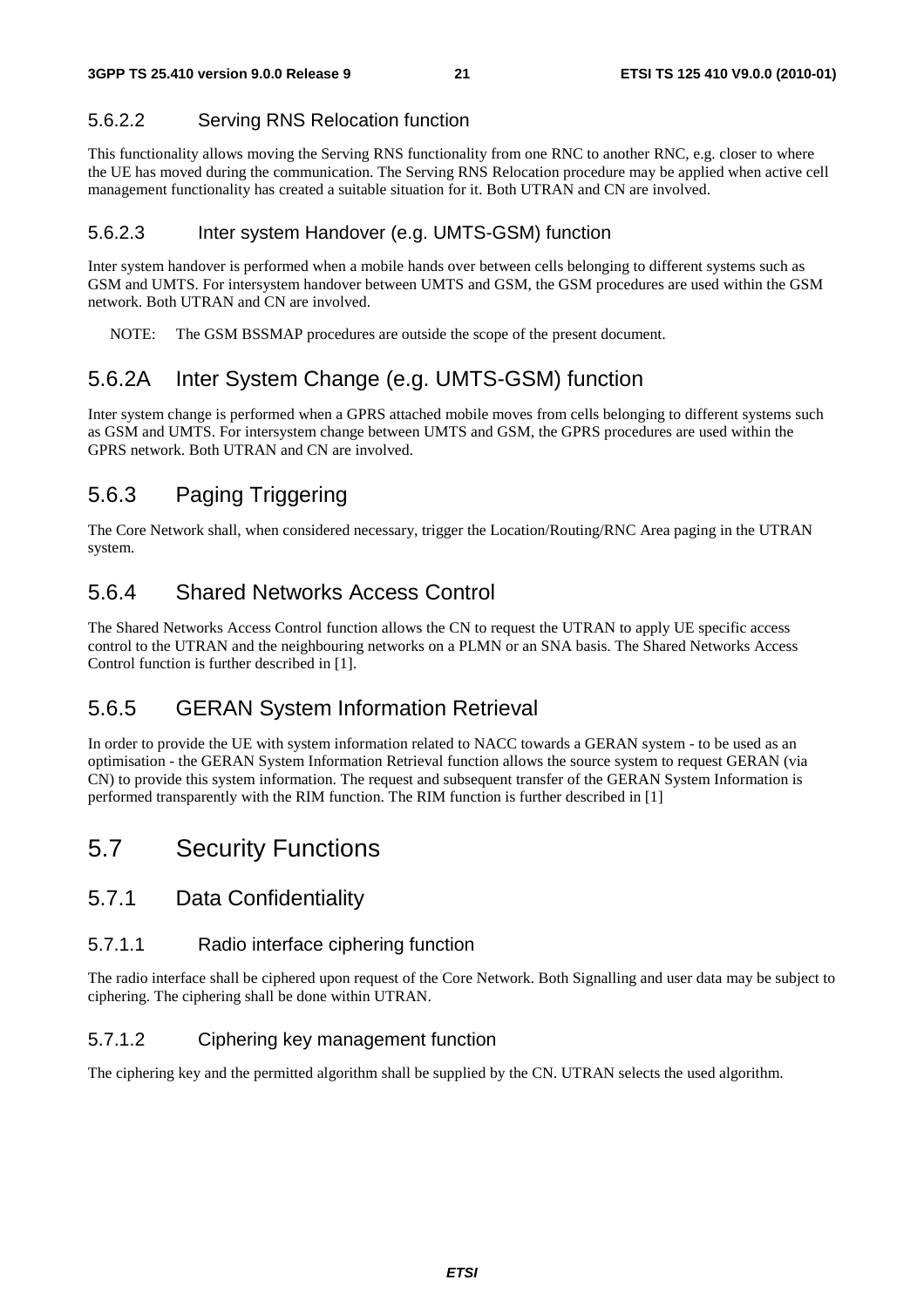#### 5.6.2.2 Serving RNS Relocation function

This functionality allows moving the Serving RNS functionality from one RNC to another RNC, e.g. closer to where the UE has moved during the communication. The Serving RNS Relocation procedure may be applied when active cell management functionality has created a suitable situation for it. Both UTRAN and CN are involved.

#### 5.6.2.3 Inter system Handover (e.g. UMTS-GSM) function

Inter system handover is performed when a mobile hands over between cells belonging to different systems such as GSM and UMTS. For intersystem handover between UMTS and GSM, the GSM procedures are used within the GSM network. Both UTRAN and CN are involved.

NOTE: The GSM BSSMAP procedures are outside the scope of the present document.

### 5.6.2A Inter System Change (e.g. UMTS-GSM) function

Inter system change is performed when a GPRS attached mobile moves from cells belonging to different systems such as GSM and UMTS. For intersystem change between UMTS and GSM, the GPRS procedures are used within the GPRS network. Both UTRAN and CN are involved.

### 5.6.3 Paging Triggering

The Core Network shall, when considered necessary, trigger the Location/Routing/RNC Area paging in the UTRAN system.

### 5.6.4 Shared Networks Access Control

The Shared Networks Access Control function allows the CN to request the UTRAN to apply UE specific access control to the UTRAN and the neighbouring networks on a PLMN or an SNA basis. The Shared Networks Access Control function is further described in [1].

### 5.6.5 GERAN System Information Retrieval

In order to provide the UE with system information related to NACC towards a GERAN system - to be used as an optimisation - the GERAN System Information Retrieval function allows the source system to request GERAN (via CN) to provide this system information. The request and subsequent transfer of the GERAN System Information is performed transparently with the RIM function. The RIM function is further described in [1]

## 5.7 Security Functions

### 5.7.1 Data Confidentiality

#### 5.7.1.1 Radio interface ciphering function

The radio interface shall be ciphered upon request of the Core Network. Both Signalling and user data may be subject to ciphering. The ciphering shall be done within UTRAN.

#### 5.7.1.2 Ciphering key management function

The ciphering key and the permitted algorithm shall be supplied by the CN. UTRAN selects the used algorithm.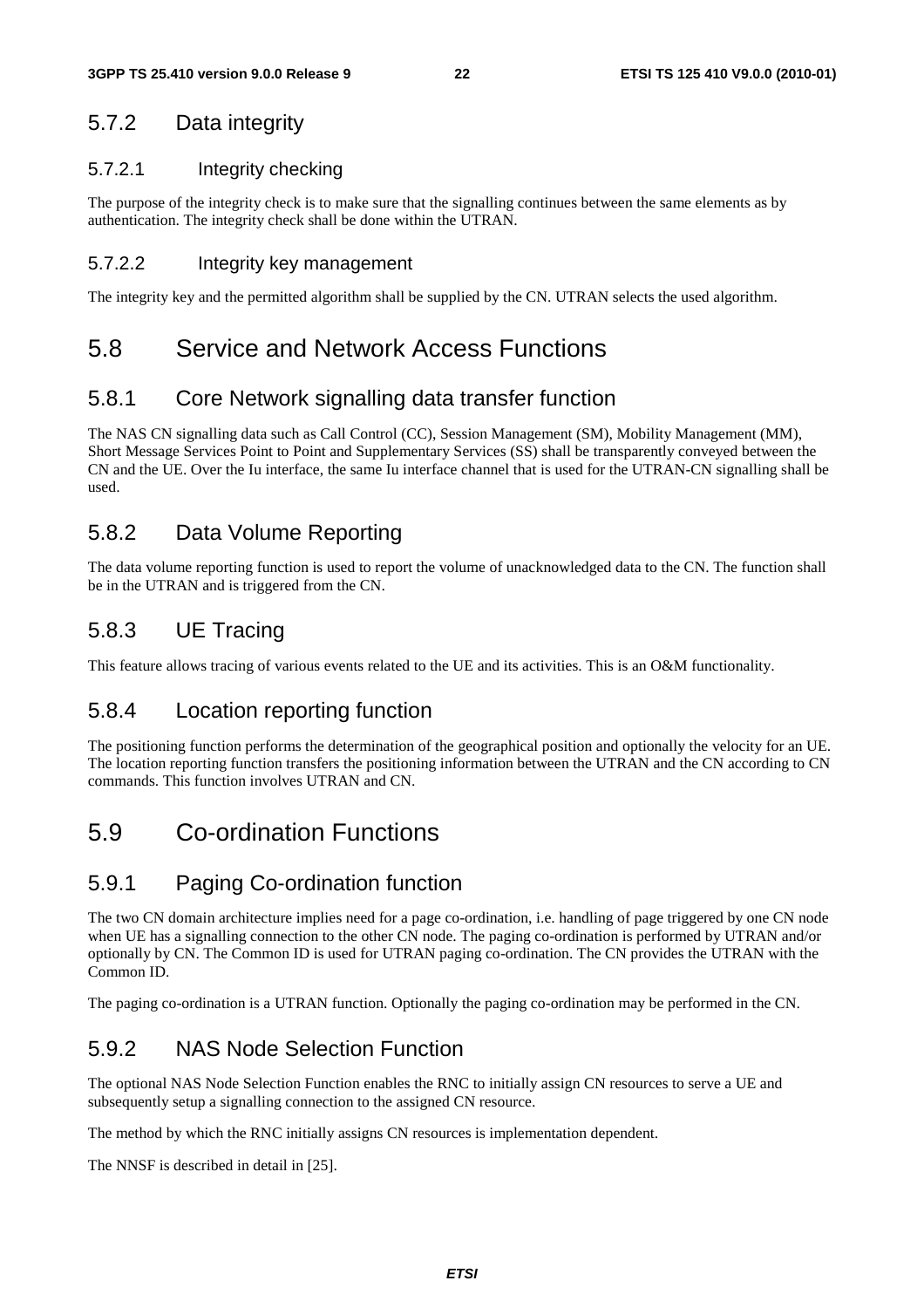### 5.7.2 Data integrity

#### 5.7.2.1 Integrity checking

The purpose of the integrity check is to make sure that the signalling continues between the same elements as by authentication. The integrity check shall be done within the UTRAN.

#### 5.7.2.2 Integrity key management

The integrity key and the permitted algorithm shall be supplied by the CN. UTRAN selects the used algorithm.

## 5.8 Service and Network Access Functions

### 5.8.1 Core Network signalling data transfer function

The NAS CN signalling data such as Call Control (CC), Session Management (SM), Mobility Management (MM), Short Message Services Point to Point and Supplementary Services (SS) shall be transparently conveyed between the CN and the UE. Over the Iu interface, the same Iu interface channel that is used for the UTRAN-CN signalling shall be used.

### 5.8.2 Data Volume Reporting

The data volume reporting function is used to report the volume of unacknowledged data to the CN. The function shall be in the UTRAN and is triggered from the CN.

### 5.8.3 UE Tracing

This feature allows tracing of various events related to the UE and its activities. This is an O&M functionality.

### 5.8.4 Location reporting function

The positioning function performs the determination of the geographical position and optionally the velocity for an UE. The location reporting function transfers the positioning information between the UTRAN and the CN according to CN commands. This function involves UTRAN and CN.

## 5.9 Co-ordination Functions

### 5.9.1 Paging Co-ordination function

The two CN domain architecture implies need for a page co-ordination, i.e. handling of page triggered by one CN node when UE has a signalling connection to the other CN node. The paging co-ordination is performed by UTRAN and/or optionally by CN. The Common ID is used for UTRAN paging co-ordination. The CN provides the UTRAN with the Common ID.

The paging co-ordination is a UTRAN function. Optionally the paging co-ordination may be performed in the CN.

### 5.9.2 NAS Node Selection Function

The optional NAS Node Selection Function enables the RNC to initially assign CN resources to serve a UE and subsequently setup a signalling connection to the assigned CN resource.

The method by which the RNC initially assigns CN resources is implementation dependent.

The NNSF is described in detail in [25].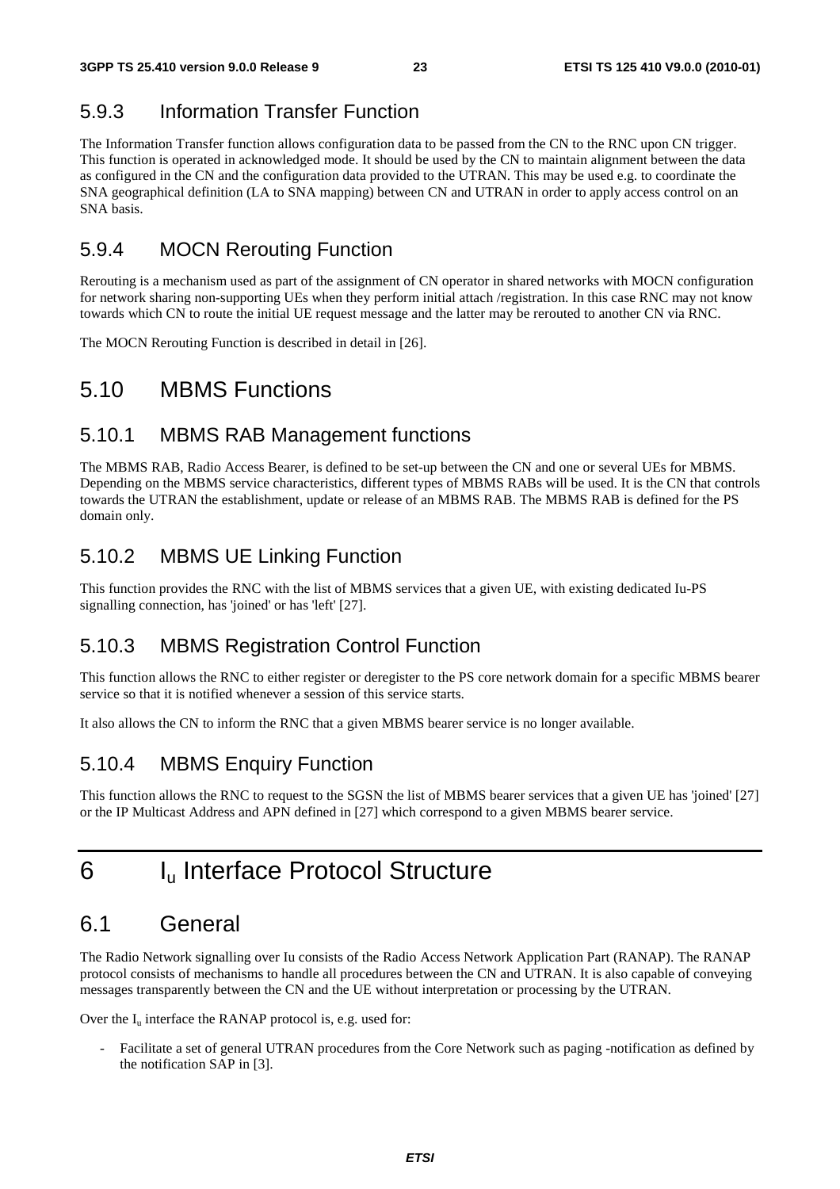### 5.9.3 Information Transfer Function

The Information Transfer function allows configuration data to be passed from the CN to the RNC upon CN trigger. This function is operated in acknowledged mode. It should be used by the CN to maintain alignment between the data as configured in the CN and the configuration data provided to the UTRAN. This may be used e.g. to coordinate the SNA geographical definition (LA to SNA mapping) between CN and UTRAN in order to apply access control on an SNA basis.

### 5.9.4 MOCN Rerouting Function

Rerouting is a mechanism used as part of the assignment of CN operator in shared networks with MOCN configuration for network sharing non-supporting UEs when they perform initial attach /registration. In this case RNC may not know towards which CN to route the initial UE request message and the latter may be rerouted to another CN via RNC.

The MOCN Rerouting Function is described in detail in [26].

## 5.10 MBMS Functions

### 5.10.1 MBMS RAB Management functions

The MBMS RAB, Radio Access Bearer, is defined to be set-up between the CN and one or several UEs for MBMS. Depending on the MBMS service characteristics, different types of MBMS RABs will be used. It is the CN that controls towards the UTRAN the establishment, update or release of an MBMS RAB. The MBMS RAB is defined for the PS domain only.

### 5.10.2 MBMS UE Linking Function

This function provides the RNC with the list of MBMS services that a given UE, with existing dedicated Iu-PS signalling connection, has 'joined' or has 'left' [27].

### 5.10.3 MBMS Registration Control Function

This function allows the RNC to either register or deregister to the PS core network domain for a specific MBMS bearer service so that it is notified whenever a session of this service starts.

It also allows the CN to inform the RNC that a given MBMS bearer service is no longer available.

### 5.10.4 MBMS Enquiry Function

This function allows the RNC to request to the SGSN the list of MBMS bearer services that a given UE has 'joined' [27] or the IP Multicast Address and APN defined in [27] which correspond to a given MBMS bearer service.

# 6 $I_u$ Interface Protocol Structure

## 6.1 General

The Radio Network signalling over Iu consists of the Radio Access Network Application Part (RANAP). The RANAP protocol consists of mechanisms to handle all procedures between the CN and UTRAN. It is also capable of conveying messages transparently between the CN and the UE without interpretation or processing by the UTRAN.

Over the $I_u$ interface the RANAP protocol is, e.g. used for:

- Facilitate a set of general UTRAN procedures from the Core Network such as paging -notification as defined by the notification SAP in [3].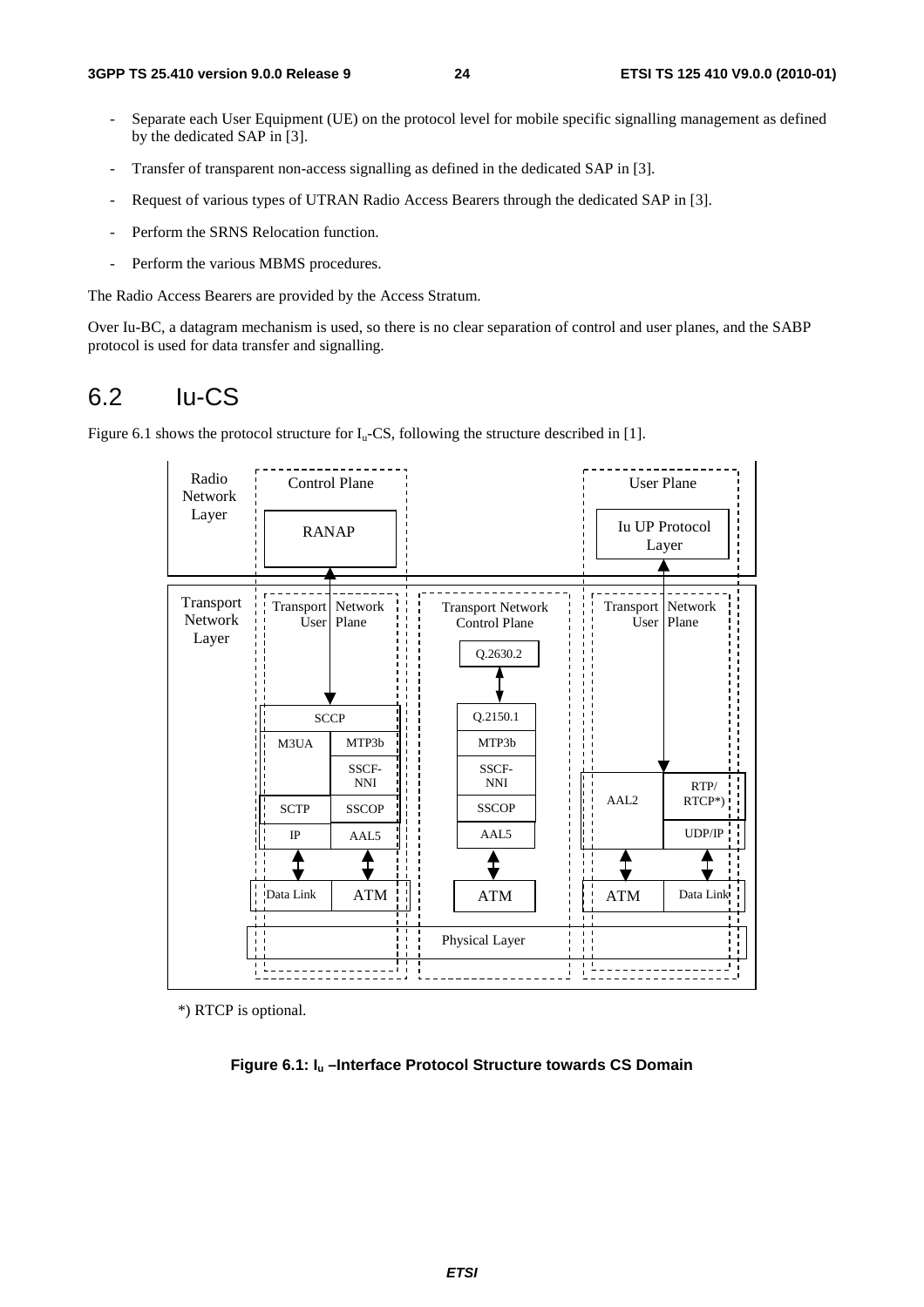- Separate each User Equipment (UE) on the protocol level for mobile specific signalling management as defined by the dedicated SAP in [3].
- Transfer of transparent non-access signalling as defined in the dedicated SAP in [3].
- Request of various types of UTRAN Radio Access Bearers through the dedicated SAP in [3].
- Perform the SRNS Relocation function.
- Perform the various MBMS procedures.

The Radio Access Bearers are provided by the Access Stratum.

Over Iu-BC, a datagram mechanism is used, so there is no clear separation of control and user planes, and the SABP protocol is used for data transfer and signalling.

## 6.2 Iu-CS

Figure 6.1 shows the protocol structure for $I_u$-CS, following the structure described in [1].

Radio Network Layer | Control Plane | User Plane

RANAP | Iu UP Protocol Layer

Transport Network Layer | Transport Network User Plane | Transport Network Control Plane | Transport Network User Plane

Q.2630.2

SCCP | Q.2150.1

M3UA | MTP3b | MTP3b

SSCF-NNI | SSCF-NNI

SCTP | SSCOP | SSCOP | AAL2 | RTP/RTCP*)

IP | AAL5 | AAL5 | UDP/IP

Data Link | ATM | ATM | ATM | Data Link

Physical Layer

*) RTCP is optional.

**Figure 6.1: $I_u$ –Interface Protocol Structure towards CS Domain**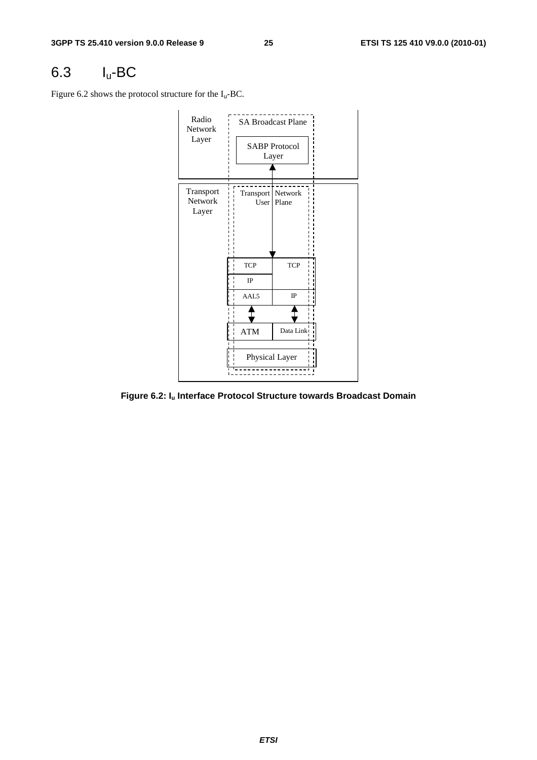## 6.3 $I_u$-BC

Figure 6.2 shows the protocol structure for the $I_u$-BC.

Radio Network Layer

SA Broadcast Plane

SABP Protocol Layer

Transport Network Layer

Transport Network User Plane

| TCP | TCP |
|---|---|
| IP | |
| AAL5 | IP |
| ATM | Data Link |
| Physical Layer | |

**Figure 6.2: $I_u$ Interface Protocol Structure towards Broadcast Domain**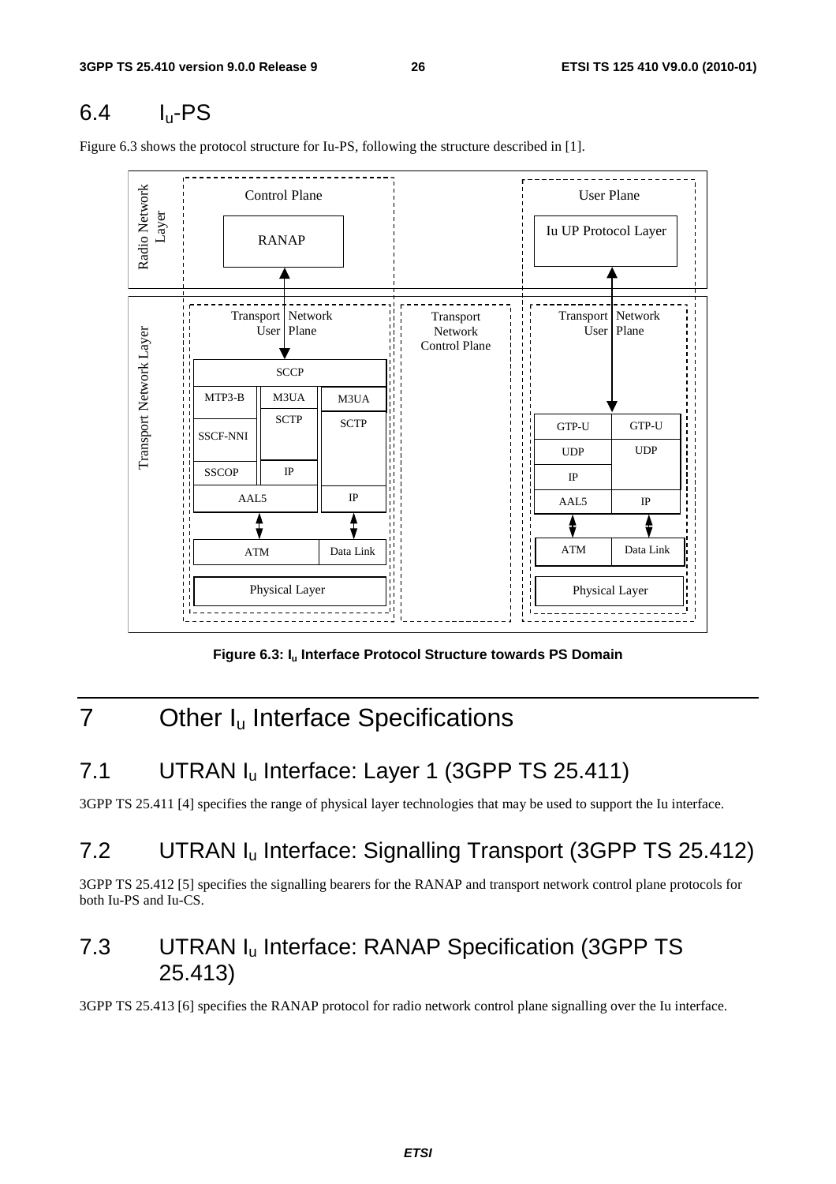## 6.4 $I_u$-PS

Figure 6.3 shows the protocol structure for Iu-PS, following the structure described in [1].

**Figure 6.3: $I_u$ Interface Protocol Structure towards PS Domain**

# 7 Other $I_u$ Interface Specifications

## 7.1 UTRAN $I_u$ Interface: Layer 1 (3GPP TS 25.411)

3GPP TS 25.411 [4] specifies the range of physical layer technologies that may be used to support the Iu interface.

## 7.2 UTRAN $I_u$ Interface: Signalling Transport (3GPP TS 25.412)

3GPP TS 25.412 [5] specifies the signalling bearers for the RANAP and transport network control plane protocols for both Iu-PS and Iu-CS.

## 7.3 UTRAN $I_u$ Interface: RANAP Specification (3GPP TS 25.413)

3GPP TS 25.413 [6] specifies the RANAP protocol for radio network control plane signalling over the Iu interface.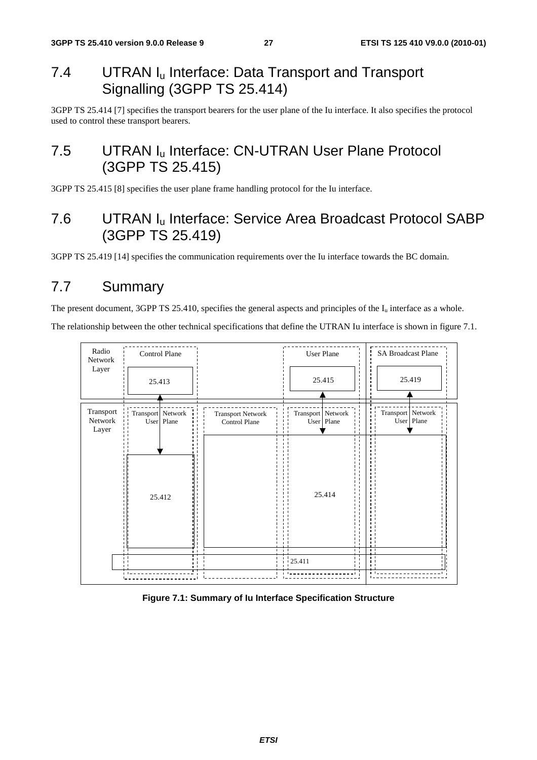## 7.4 UTRAN $I_u$ Interface: Data Transport and Transport Signalling (3GPP TS 25.414)

3GPP TS 25.414 [7] specifies the transport bearers for the user plane of the Iu interface. It also specifies the protocol used to control these transport bearers.

## 7.5 UTRAN $I_u$ Interface: CN-UTRAN User Plane Protocol (3GPP TS 25.415)

3GPP TS 25.415 [8] specifies the user plane frame handling protocol for the Iu interface.

## 7.6 UTRAN $I_u$ Interface: Service Area Broadcast Protocol SABP (3GPP TS 25.419)

3GPP TS 25.419 [14] specifies the communication requirements over the Iu interface towards the BC domain.

## 7.7 Summary

The present document, 3GPP TS 25.410, specifies the general aspects and principles of the $I_u$ interface as a whole.

The relationship between the other technical specifications that define the UTRAN Iu interface is shown in figure 7.1.

Radio Network Layer | Control Plane: 25.413 | User Plane: 25.415 | SA Broadcast Plane: 25.419

Transport Network Layer | Transport Network User Plane: 25.412 | Transport Network Control Plane | Transport Network User Plane: 25.414 | Transport Network User Plane | 25.411

**Figure 7.1: Summary of Iu Interface Specification Structure**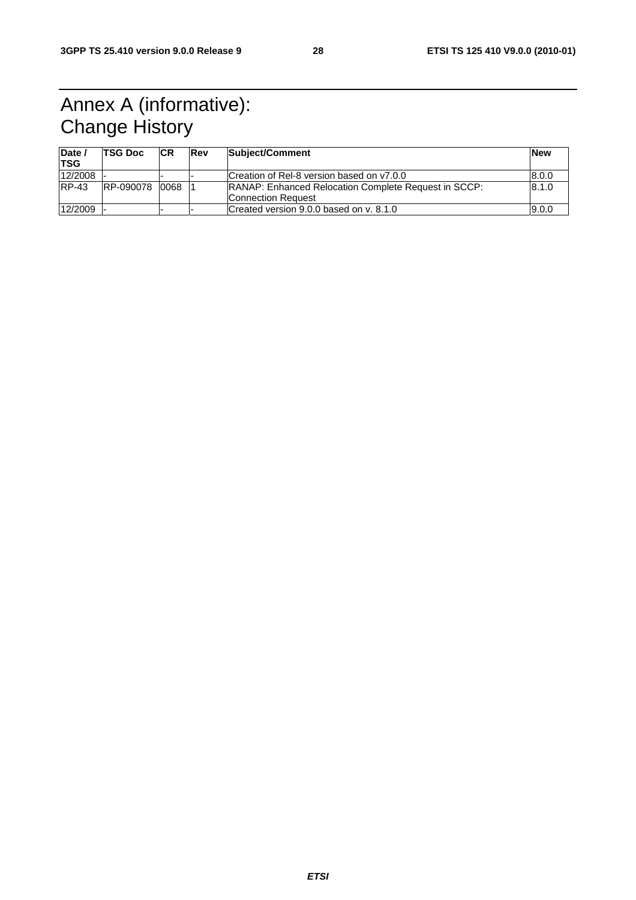# Annex A (informative): Change History

| Date / TSG | TSG Doc | CR | Rev | Subject/Comment | New |
|---|---|---|---|---|---|
| 12/2008 | - | - | - | Creation of Rel-8 version based on v7.0.0 | 8.0.0 |
| RP-43 | RP-090078 | 0068 | 1 | RANAP: Enhanced Relocation Complete Request in SCCP: Connection Request | 8.1.0 |
| 12/2009 | - | - | - | Created version 9.0.0 based on v. 8.1.0 | 9.0.0 |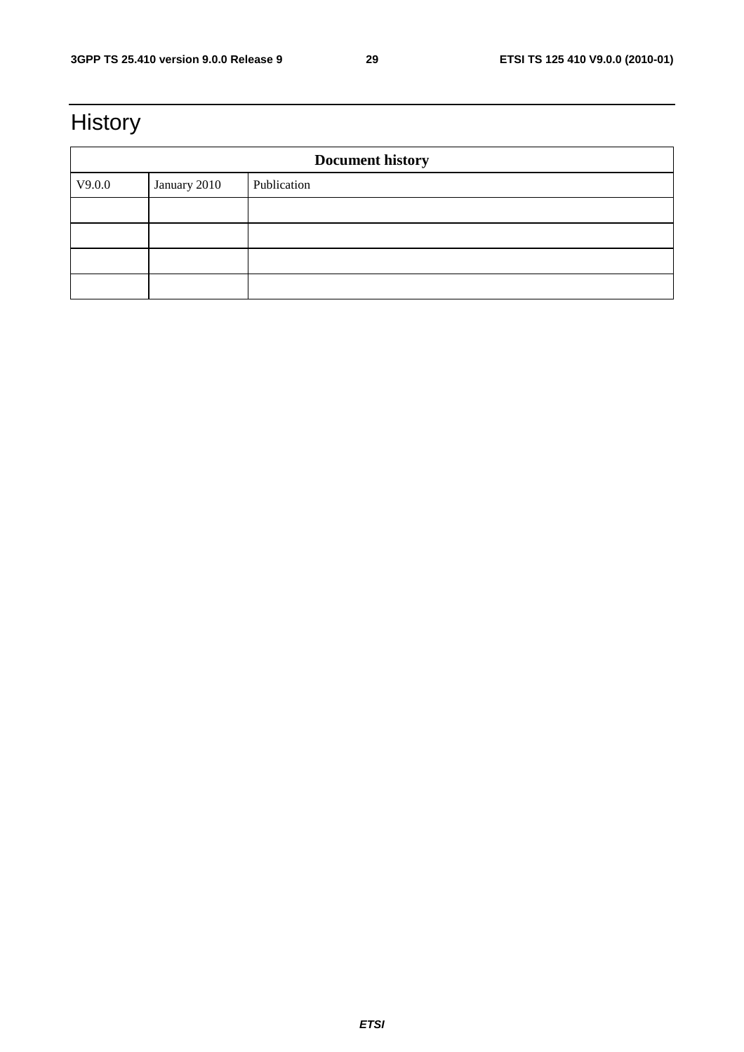# History

| Document history | | |
|---|---|---|
| V9.0.0 | January 2010 | Publication |
| | | |
| | | |
| | | |
| | | |